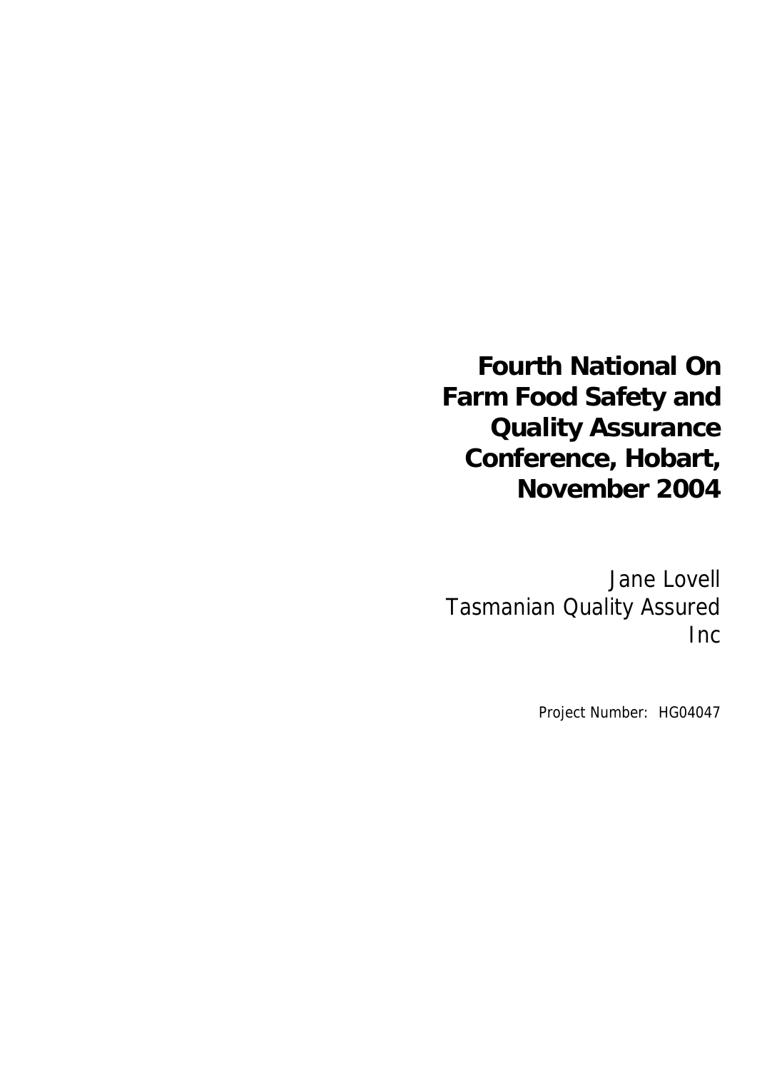# Fourth National On Farm Food Safety and Quality Assurance Conference, Hobart, November 2004

Jane Lovell
Tasmanian Quality Assured Inc

Project Number: HG04047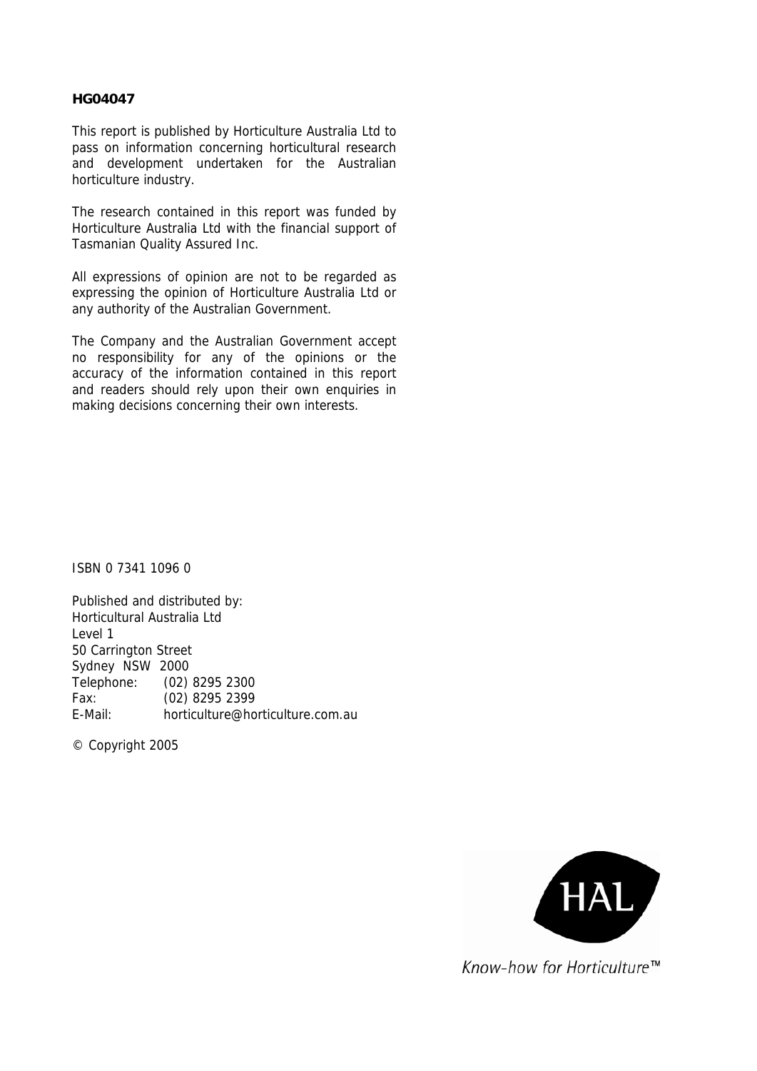**HG04047**

This report is published by Horticulture Australia Ltd to pass on information concerning horticultural research and development undertaken for the Australian horticulture industry.

The research contained in this report was funded by Horticulture Australia Ltd with the financial support of Tasmanian Quality Assured Inc.

All expressions of opinion are not to be regarded as expressing the opinion of Horticulture Australia Ltd or any authority of the Australian Government.

The Company and the Australian Government accept no responsibility for any of the opinions or the accuracy of the information contained in this report and readers should rely upon their own enquiries in making decisions concerning their own interests.

ISBN 0 7341 1096 0

Published and distributed by:
Horticultural Australia Ltd
Level 1
50 Carrington Street
Sydney NSW 2000
Telephone: (02) 8295 2300
Fax: (02) 8295 2399
E-Mail: horticulture@horticulture.com.au

© Copyright 2005

HAL

*Know-how for Horticulture™*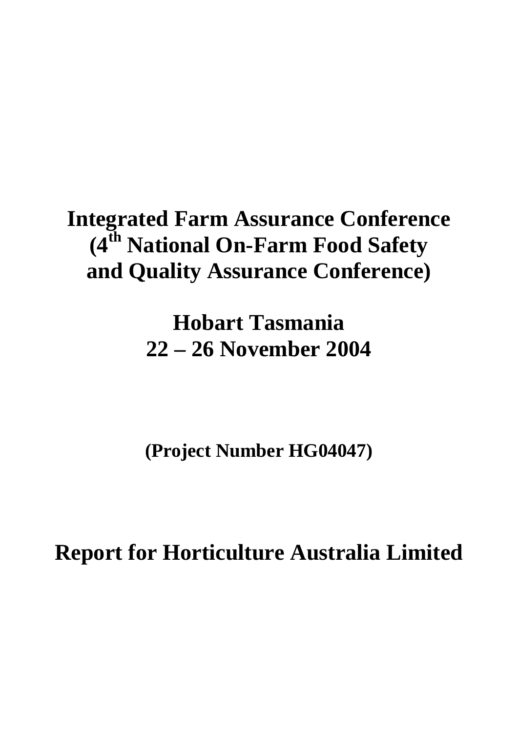# Integrated Farm Assurance Conference (4th National On-Farm Food Safety and Quality Assurance Conference)

# Hobart Tasmania 22 – 26 November 2004

**(Project Number HG04047)**

# Report for Horticulture Australia Limited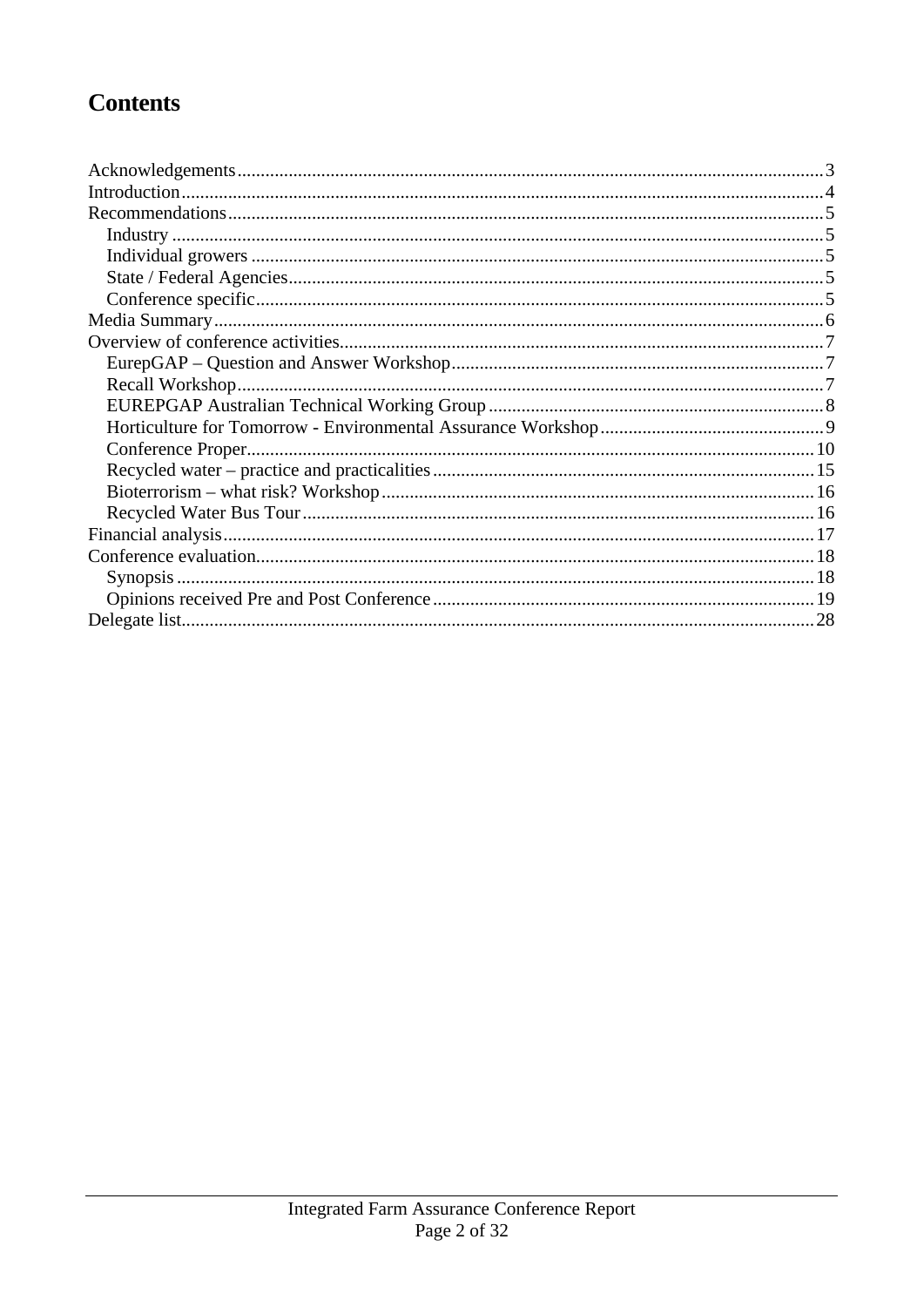# Contents

- Acknowledgements ..... 3
- Introduction ..... 4
- Recommendations ..... 5
  - Industry ..... 5
  - Individual growers ..... 5
  - State / Federal Agencies ..... 5
  - Conference specific ..... 5
- Media Summary ..... 6
- Overview of conference activities ..... 7
  - EurepGAP – Question and Answer Workshop ..... 7
  - Recall Workshop ..... 7
  - EUREPGAP Australian Technical Working Group ..... 8
  - Horticulture for Tomorrow - Environmental Assurance Workshop ..... 9
  - Conference Proper ..... 10
  - Recycled water – practice and practicalities ..... 15
  - Bioterrorism – what risk? Workshop ..... 16
  - Recycled Water Bus Tour ..... 16
- Financial analysis ..... 17
- Conference evaluation ..... 18
  - Synopsis ..... 18
  - Opinions received Pre and Post Conference ..... 19
- Delegate list ..... 28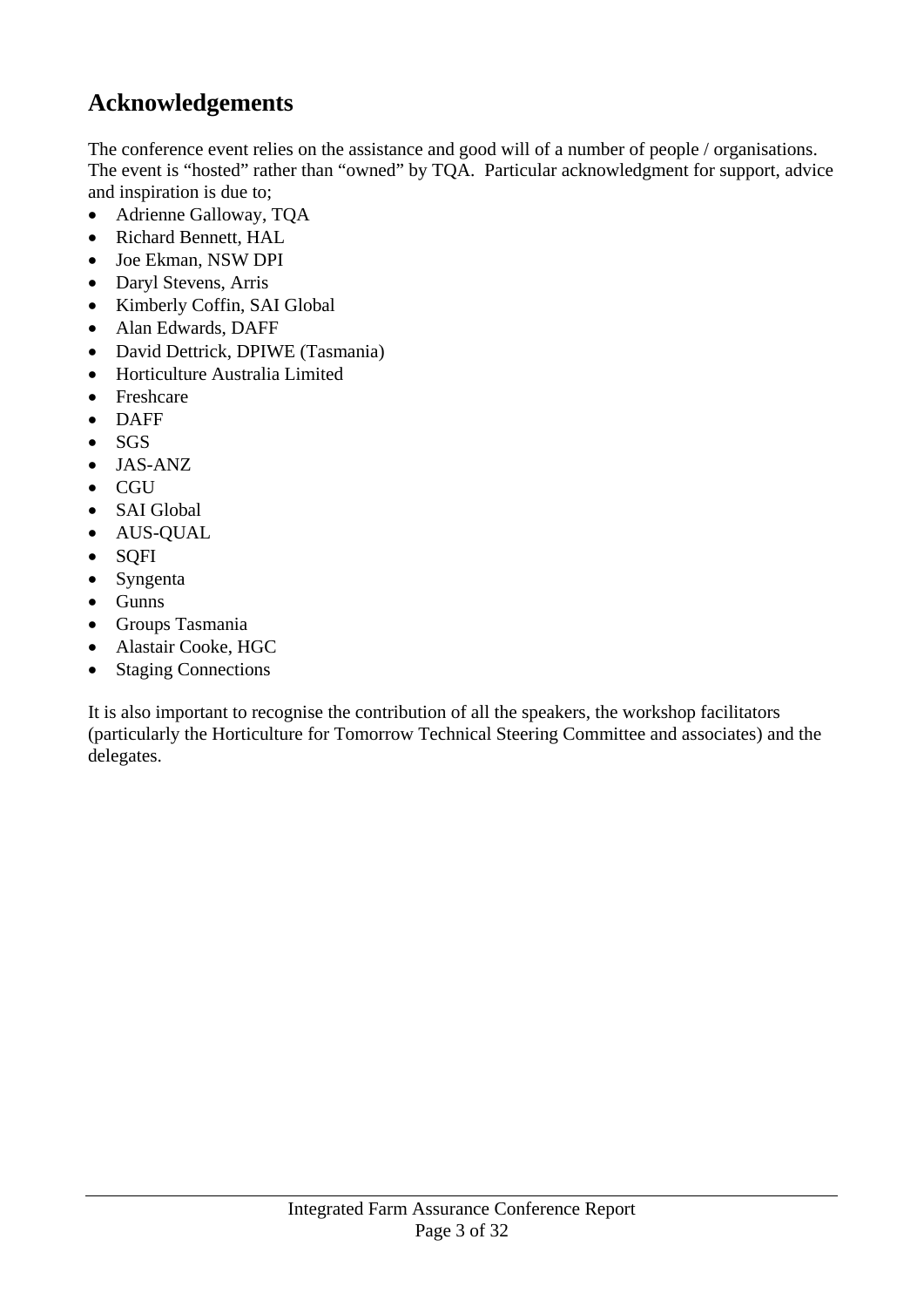## Acknowledgements

The conference event relies on the assistance and good will of a number of people / organisations. The event is "hosted" rather than "owned" by TQA. Particular acknowledgment for support, advice and inspiration is due to;

- Adrienne Galloway, TQA
- Richard Bennett, HAL
- Joe Ekman, NSW DPI
- Daryl Stevens, Arris
- Kimberly Coffin, SAI Global
- Alan Edwards, DAFF
- David Dettrick, DPIWE (Tasmania)
- Horticulture Australia Limited
- Freshcare
- DAFF
- SGS
- JAS-ANZ
- CGU
- SAI Global
- AUS-QUAL
- SQFI
- Syngenta
- Gunns
- Groups Tasmania
- Alastair Cooke, HGC
- Staging Connections

It is also important to recognise the contribution of all the speakers, the workshop facilitators (particularly the Horticulture for Tomorrow Technical Steering Committee and associates) and the delegates.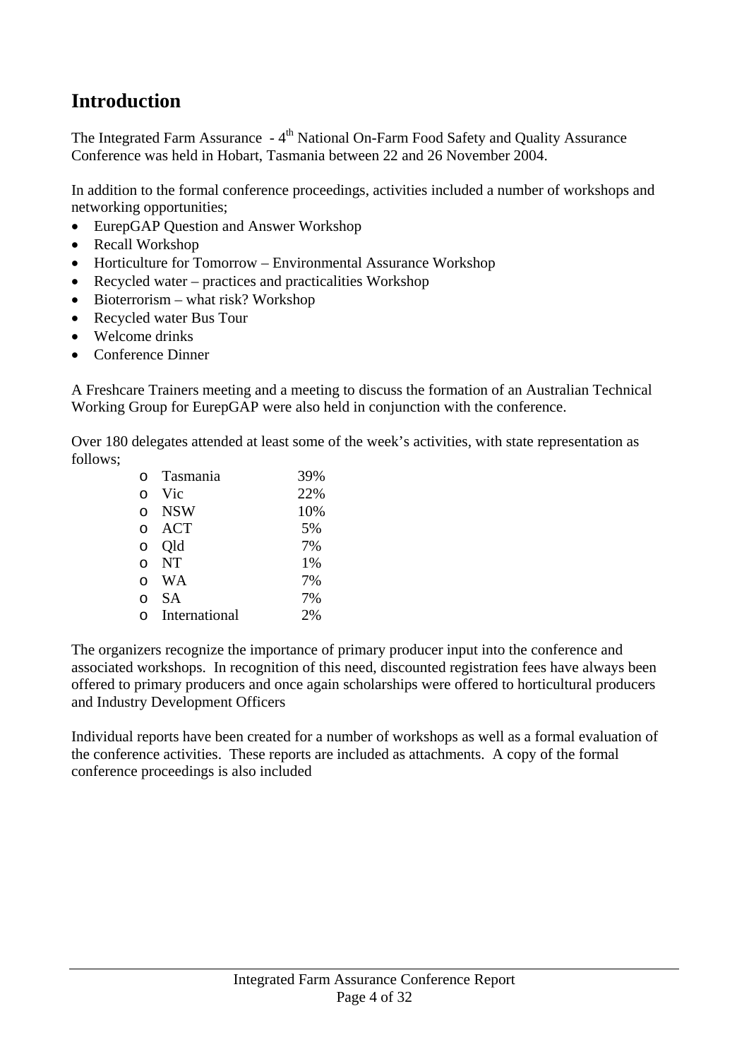# Introduction

The Integrated Farm Assurance - 4th National On-Farm Food Safety and Quality Assurance Conference was held in Hobart, Tasmania between 22 and 26 November 2004.

In addition to the formal conference proceedings, activities included a number of workshops and networking opportunities;

- EurepGAP Question and Answer Workshop
- Recall Workshop
- Horticulture for Tomorrow – Environmental Assurance Workshop
- Recycled water – practices and practicalities Workshop
- Bioterrorism – what risk? Workshop
- Recycled water Bus Tour
- Welcome drinks
- Conference Dinner

A Freshcare Trainers meeting and a meeting to discuss the formation of an Australian Technical Working Group for EurepGAP were also held in conjunction with the conference.

Over 180 delegates attended at least some of the week's activities, with state representation as follows;

- Tasmania 39%
- Vic 22%
- NSW 10%
- ACT 5%
- Qld 7%
- NT 1%
- WA 7%
- SA 7%
- International 2%

The organizers recognize the importance of primary producer input into the conference and associated workshops. In recognition of this need, discounted registration fees have always been offered to primary producers and once again scholarships were offered to horticultural producers and Industry Development Officers

Individual reports have been created for a number of workshops as well as a formal evaluation of the conference activities. These reports are included as attachments. A copy of the formal conference proceedings is also included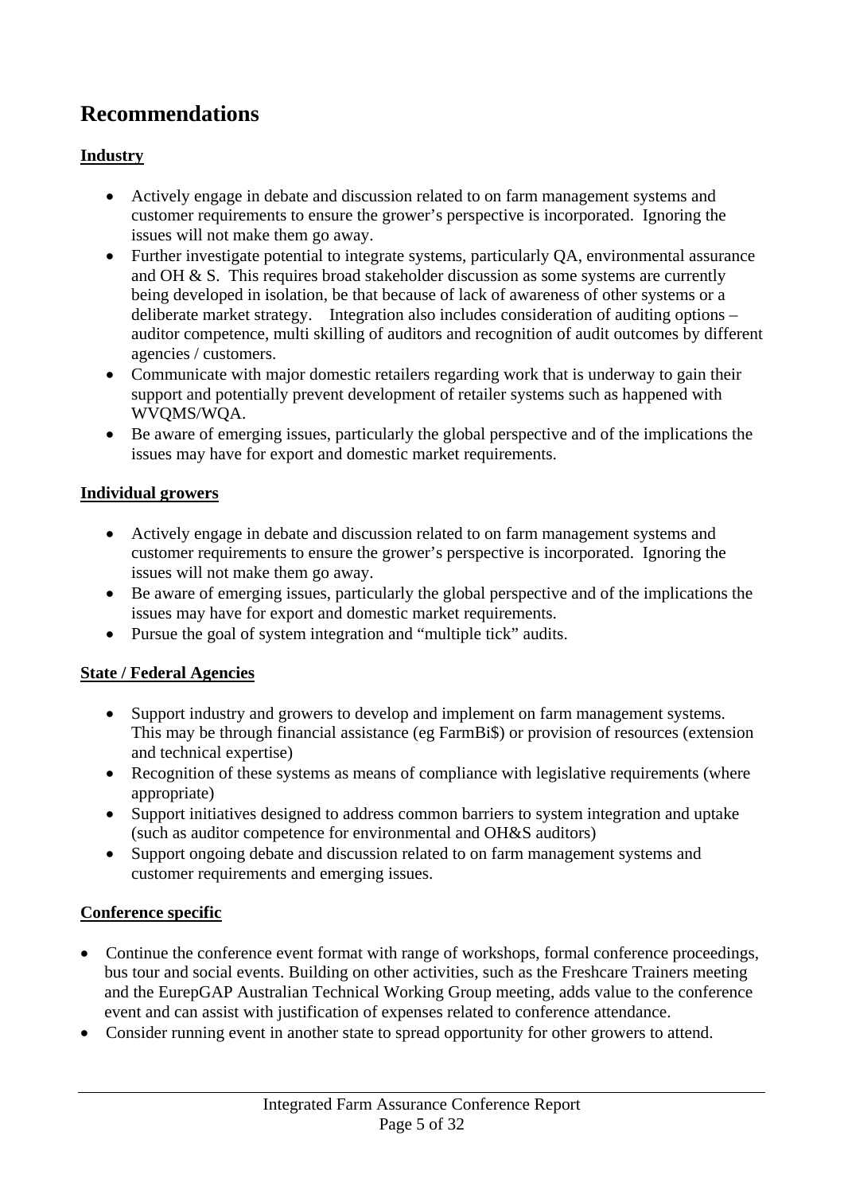## Recommendations

### Industry

- Actively engage in debate and discussion related to on farm management systems and customer requirements to ensure the grower's perspective is incorporated. Ignoring the issues will not make them go away.
- Further investigate potential to integrate systems, particularly QA, environmental assurance and OH & S. This requires broad stakeholder discussion as some systems are currently being developed in isolation, be that because of lack of awareness of other systems or a deliberate market strategy. Integration also includes consideration of auditing options – auditor competence, multi skilling of auditors and recognition of audit outcomes by different agencies / customers.
- Communicate with major domestic retailers regarding work that is underway to gain their support and potentially prevent development of retailer systems such as happened with WVQMS/WQA.
- Be aware of emerging issues, particularly the global perspective and of the implications the issues may have for export and domestic market requirements.

### Individual growers

- Actively engage in debate and discussion related to on farm management systems and customer requirements to ensure the grower's perspective is incorporated. Ignoring the issues will not make them go away.
- Be aware of emerging issues, particularly the global perspective and of the implications the issues may have for export and domestic market requirements.
- Pursue the goal of system integration and "multiple tick" audits.

### State / Federal Agencies

- Support industry and growers to develop and implement on farm management systems. This may be through financial assistance (eg FarmBi$) or provision of resources (extension and technical expertise)
- Recognition of these systems as means of compliance with legislative requirements (where appropriate)
- Support initiatives designed to address common barriers to system integration and uptake (such as auditor competence for environmental and OH&S auditors)
- Support ongoing debate and discussion related to on farm management systems and customer requirements and emerging issues.

### Conference specific

- Continue the conference event format with range of workshops, formal conference proceedings, bus tour and social events. Building on other activities, such as the Freshcare Trainers meeting and the EurepGAP Australian Technical Working Group meeting, adds value to the conference event and can assist with justification of expenses related to conference attendance.
- Consider running event in another state to spread opportunity for other growers to attend.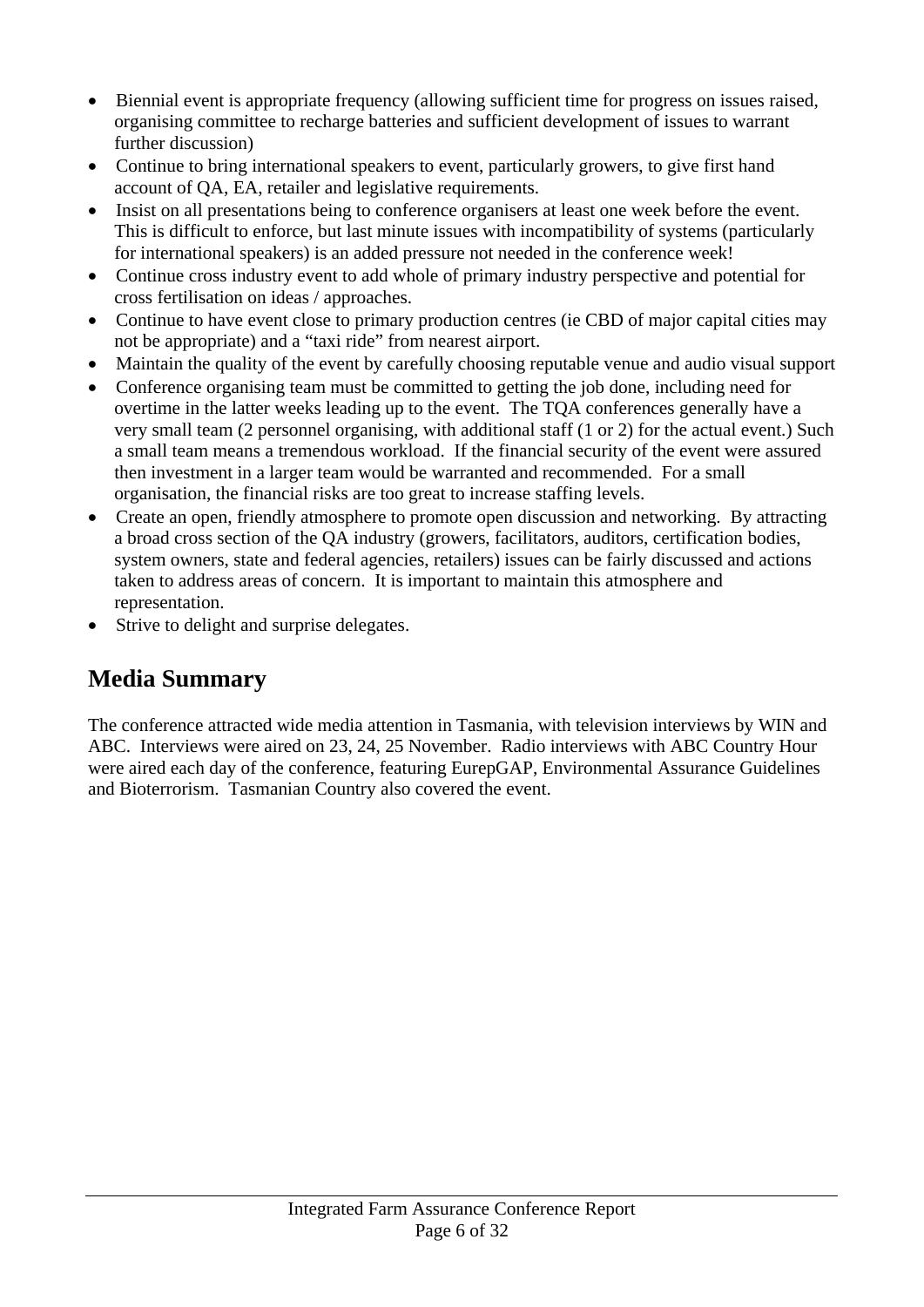- Biennial event is appropriate frequency (allowing sufficient time for progress on issues raised, organising committee to recharge batteries and sufficient development of issues to warrant further discussion)
- Continue to bring international speakers to event, particularly growers, to give first hand account of QA, EA, retailer and legislative requirements.
- Insist on all presentations being to conference organisers at least one week before the event. This is difficult to enforce, but last minute issues with incompatibility of systems (particularly for international speakers) is an added pressure not needed in the conference week!
- Continue cross industry event to add whole of primary industry perspective and potential for cross fertilisation on ideas / approaches.
- Continue to have event close to primary production centres (ie CBD of major capital cities may not be appropriate) and a "taxi ride" from nearest airport.
- Maintain the quality of the event by carefully choosing reputable venue and audio visual support
- Conference organising team must be committed to getting the job done, including need for overtime in the latter weeks leading up to the event. The TQA conferences generally have a very small team (2 personnel organising, with additional staff (1 or 2) for the actual event.) Such a small team means a tremendous workload. If the financial security of the event were assured then investment in a larger team would be warranted and recommended. For a small organisation, the financial risks are too great to increase staffing levels.
- Create an open, friendly atmosphere to promote open discussion and networking. By attracting a broad cross section of the QA industry (growers, facilitators, auditors, certification bodies, system owners, state and federal agencies, retailers) issues can be fairly discussed and actions taken to address areas of concern. It is important to maintain this atmosphere and representation.
- Strive to delight and surprise delegates.

## Media Summary

The conference attracted wide media attention in Tasmania, with television interviews by WIN and ABC. Interviews were aired on 23, 24, 25 November. Radio interviews with ABC Country Hour were aired each day of the conference, featuring EurepGAP, Environmental Assurance Guidelines and Bioterrorism. Tasmanian Country also covered the event.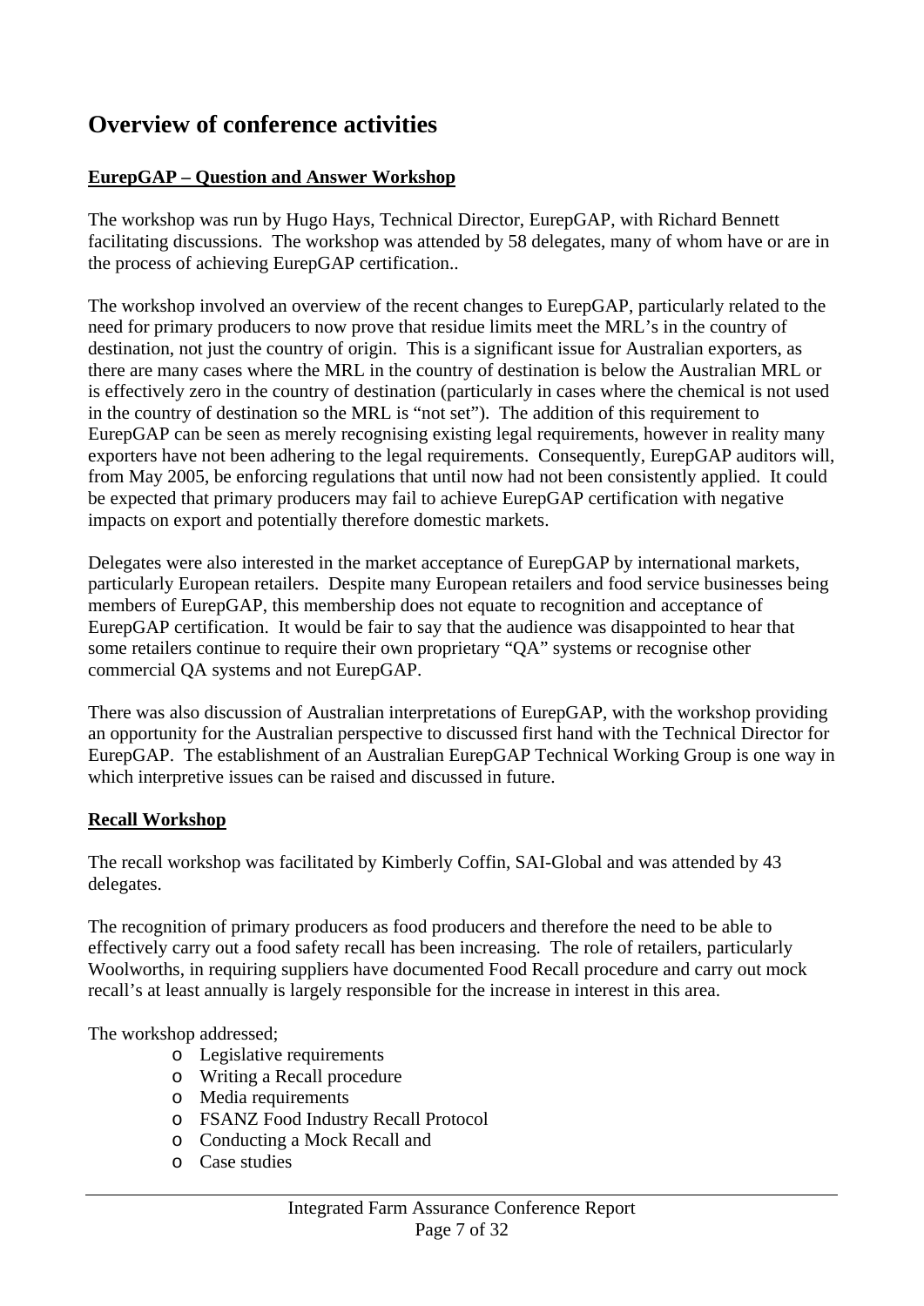# Overview of conference activities

**EurepGAP – Question and Answer Workshop**

The workshop was run by Hugo Hays, Technical Director, EurepGAP, with Richard Bennett facilitating discussions. The workshop was attended by 58 delegates, many of whom have or are in the process of achieving EurepGAP certification..

The workshop involved an overview of the recent changes to EurepGAP, particularly related to the need for primary producers to now prove that residue limits meet the MRL's in the country of destination, not just the country of origin. This is a significant issue for Australian exporters, as there are many cases where the MRL in the country of destination is below the Australian MRL or is effectively zero in the country of destination (particularly in cases where the chemical is not used in the country of destination so the MRL is "not set"). The addition of this requirement to EurepGAP can be seen as merely recognising existing legal requirements, however in reality many exporters have not been adhering to the legal requirements. Consequently, EurepGAP auditors will, from May 2005, be enforcing regulations that until now had not been consistently applied. It could be expected that primary producers may fail to achieve EurepGAP certification with negative impacts on export and potentially therefore domestic markets.

Delegates were also interested in the market acceptance of EurepGAP by international markets, particularly European retailers. Despite many European retailers and food service businesses being members of EurepGAP, this membership does not equate to recognition and acceptance of EurepGAP certification. It would be fair to say that the audience was disappointed to hear that some retailers continue to require their own proprietary "QA" systems or recognise other commercial QA systems and not EurepGAP.

There was also discussion of Australian interpretations of EurepGAP, with the workshop providing an opportunity for the Australian perspective to discussed first hand with the Technical Director for EurepGAP. The establishment of an Australian EurepGAP Technical Working Group is one way in which interpretive issues can be raised and discussed in future.

**Recall Workshop**

The recall workshop was facilitated by Kimberly Coffin, SAI-Global and was attended by 43 delegates.

The recognition of primary producers as food producers and therefore the need to be able to effectively carry out a food safety recall has been increasing. The role of retailers, particularly Woolworths, in requiring suppliers have documented Food Recall procedure and carry out mock recall's at least annually is largely responsible for the increase in interest in this area.

The workshop addressed;

- Legislative requirements
- Writing a Recall procedure
- Media requirements
- FSANZ Food Industry Recall Protocol
- Conducting a Mock Recall and
- Case studies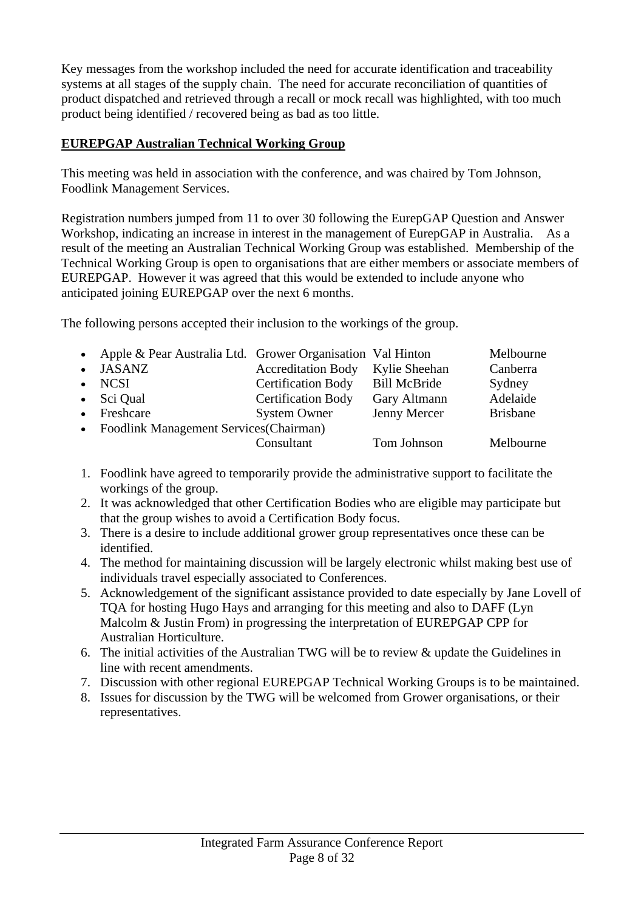Key messages from the workshop included the need for accurate identification and traceability systems at all stages of the supply chain. The need for accurate reconciliation of quantities of product dispatched and retrieved through a recall or mock recall was highlighted, with too much product being identified / recovered being as bad as too little.

**EUREPGAP Australian Technical Working Group**

This meeting was held in association with the conference, and was chaired by Tom Johnson, Foodlink Management Services.

Registration numbers jumped from 11 to over 30 following the EurepGAP Question and Answer Workshop, indicating an increase in interest in the management of EurepGAP in Australia. As a result of the meeting an Australian Technical Working Group was established. Membership of the Technical Working Group is open to organisations that are either members or associate members of EUREPGAP. However it was agreed that this would be extended to include anyone who anticipated joining EUREPGAP over the next 6 months.

The following persons accepted their inclusion to the workings of the group.

- Apple & Pear Australia Ltd. Grower Organisation Val Hinton Melbourne
- JASANZ Accreditation Body Kylie Sheehan Canberra
- NCSI Certification Body Bill McBride Sydney
- Sci Qual Certification Body Gary Altmann Adelaide
- Freshcare System Owner Jenny Mercer Brisbane
- Foodlink Management Services(Chairman) Consultant Tom Johnson Melbourne

1. Foodlink have agreed to temporarily provide the administrative support to facilitate the workings of the group.
2. It was acknowledged that other Certification Bodies who are eligible may participate but that the group wishes to avoid a Certification Body focus.
3. There is a desire to include additional grower group representatives once these can be identified.
4. The method for maintaining discussion will be largely electronic whilst making best use of individuals travel especially associated to Conferences.
5. Acknowledgement of the significant assistance provided to date especially by Jane Lovell of TQA for hosting Hugo Hays and arranging for this meeting and also to DAFF (Lyn Malcolm & Justin From) in progressing the interpretation of EUREPGAP CPP for Australian Horticulture.
6. The initial activities of the Australian TWG will be to review & update the Guidelines in line with recent amendments.
7. Discussion with other regional EUREPGAP Technical Working Groups is to be maintained.
8. Issues for discussion by the TWG will be welcomed from Grower organisations, or their representatives.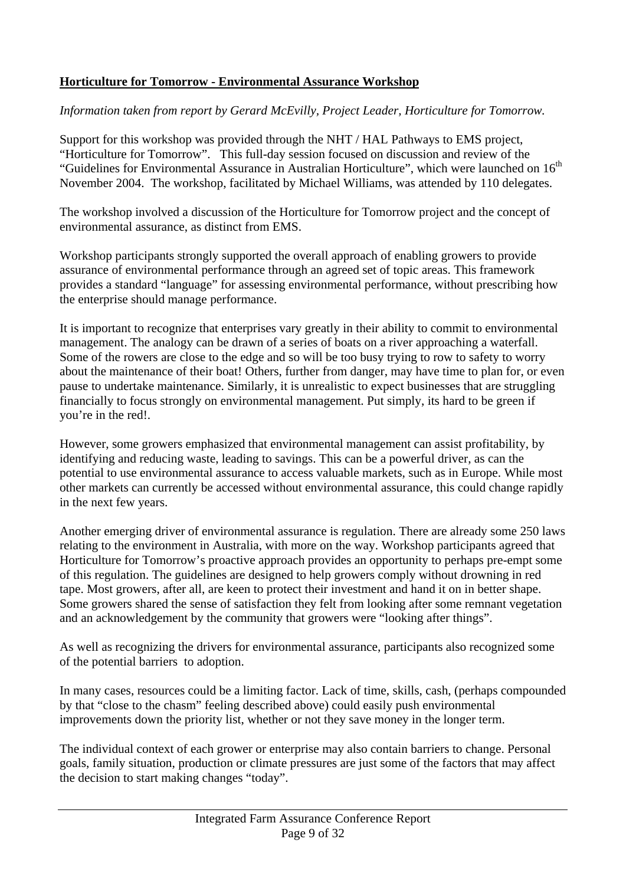**Horticulture for Tomorrow - Environmental Assurance Workshop**

*Information taken from report by Gerard McEvilly, Project Leader, Horticulture for Tomorrow.*

Support for this workshop was provided through the NHT / HAL Pathways to EMS project, "Horticulture for Tomorrow". This full-day session focused on discussion and review of the "Guidelines for Environmental Assurance in Australian Horticulture", which were launched on 16th November 2004. The workshop, facilitated by Michael Williams, was attended by 110 delegates.

The workshop involved a discussion of the Horticulture for Tomorrow project and the concept of environmental assurance, as distinct from EMS.

Workshop participants strongly supported the overall approach of enabling growers to provide assurance of environmental performance through an agreed set of topic areas. This framework provides a standard "language" for assessing environmental performance, without prescribing how the enterprise should manage performance.

It is important to recognize that enterprises vary greatly in their ability to commit to environmental management. The analogy can be drawn of a series of boats on a river approaching a waterfall. Some of the rowers are close to the edge and so will be too busy trying to row to safety to worry about the maintenance of their boat! Others, further from danger, may have time to plan for, or even pause to undertake maintenance. Similarly, it is unrealistic to expect businesses that are struggling financially to focus strongly on environmental management. Put simply, its hard to be green if you're in the red!.

However, some growers emphasized that environmental management can assist profitability, by identifying and reducing waste, leading to savings. This can be a powerful driver, as can the potential to use environmental assurance to access valuable markets, such as in Europe. While most other markets can currently be accessed without environmental assurance, this could change rapidly in the next few years.

Another emerging driver of environmental assurance is regulation. There are already some 250 laws relating to the environment in Australia, with more on the way. Workshop participants agreed that Horticulture for Tomorrow's proactive approach provides an opportunity to perhaps pre-empt some of this regulation. The guidelines are designed to help growers comply without drowning in red tape. Most growers, after all, are keen to protect their investment and hand it on in better shape. Some growers shared the sense of satisfaction they felt from looking after some remnant vegetation and an acknowledgement by the community that growers were "looking after things".

As well as recognizing the drivers for environmental assurance, participants also recognized some of the potential barriers to adoption.

In many cases, resources could be a limiting factor. Lack of time, skills, cash, (perhaps compounded by that "close to the chasm" feeling described above) could easily push environmental improvements down the priority list, whether or not they save money in the longer term.

The individual context of each grower or enterprise may also contain barriers to change. Personal goals, family situation, production or climate pressures are just some of the factors that may affect the decision to start making changes "today".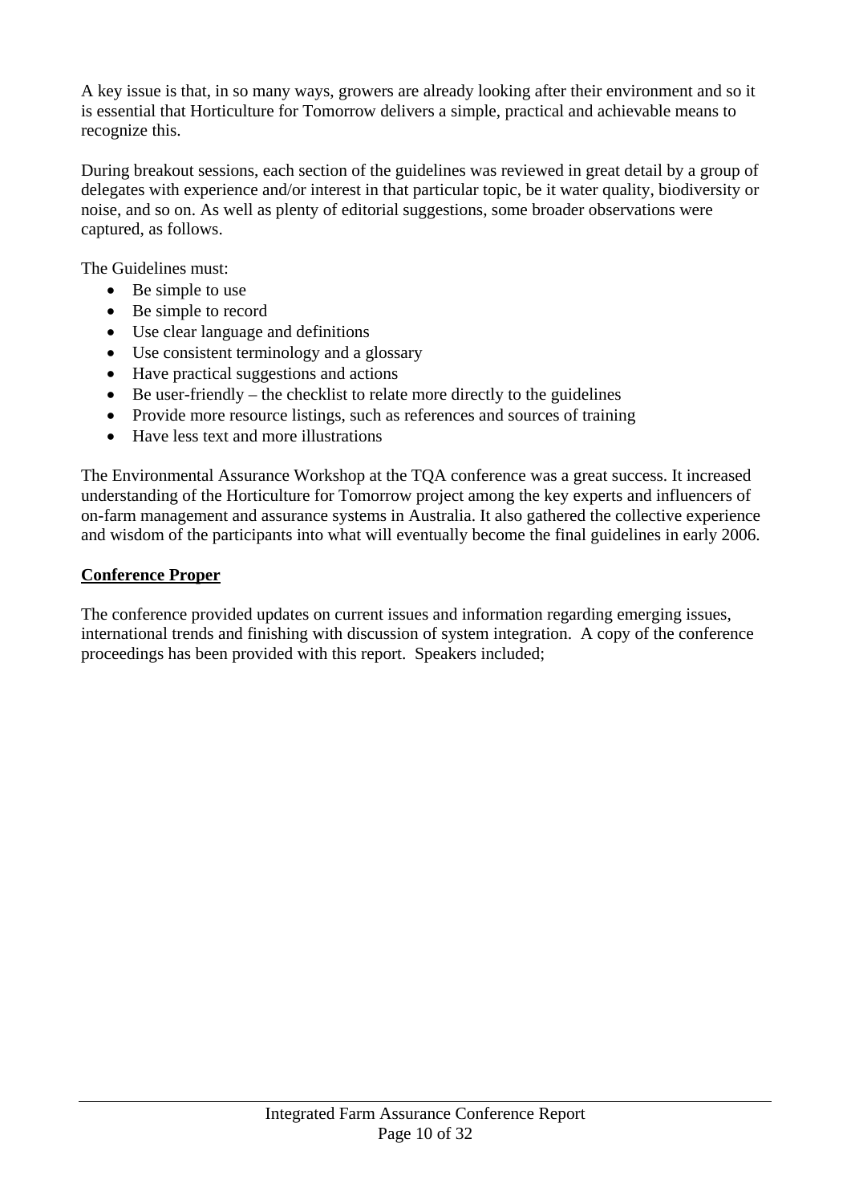A key issue is that, in so many ways, growers are already looking after their environment and so it is essential that Horticulture for Tomorrow delivers a simple, practical and achievable means to recognize this.

During breakout sessions, each section of the guidelines was reviewed in great detail by a group of delegates with experience and/or interest in that particular topic, be it water quality, biodiversity or noise, and so on. As well as plenty of editorial suggestions, some broader observations were captured, as follows.

The Guidelines must:

- Be simple to use
- Be simple to record
- Use clear language and definitions
- Use consistent terminology and a glossary
- Have practical suggestions and actions
- Be user-friendly – the checklist to relate more directly to the guidelines
- Provide more resource listings, such as references and sources of training
- Have less text and more illustrations

The Environmental Assurance Workshop at the TQA conference was a great success. It increased understanding of the Horticulture for Tomorrow project among the key experts and influencers of on-farm management and assurance systems in Australia. It also gathered the collective experience and wisdom of the participants into what will eventually become the final guidelines in early 2006.

**Conference Proper**

The conference provided updates on current issues and information regarding emerging issues, international trends and finishing with discussion of system integration. A copy of the conference proceedings has been provided with this report. Speakers included;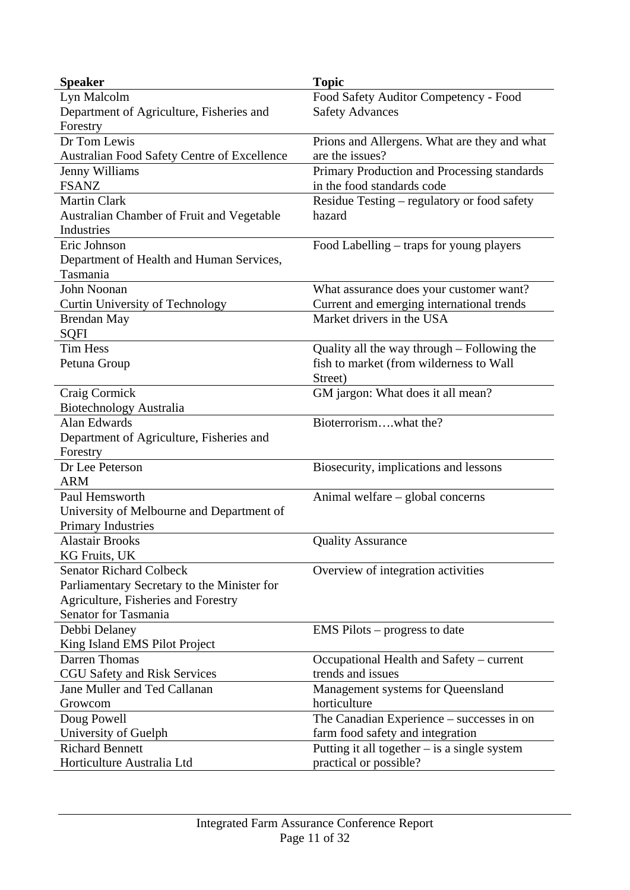| Speaker | Topic |
|---|---|
| Lyn Malcolm<br>Department of Agriculture, Fisheries and Forestry | Food Safety Auditor Competency - Food Safety Advances |
| Dr Tom Lewis<br>Australian Food Safety Centre of Excellence | Prions and Allergens. What are they and what are the issues? |
| Jenny Williams<br>FSANZ | Primary Production and Processing standards in the food standards code |
| Martin Clark<br>Australian Chamber of Fruit and Vegetable Industries | Residue Testing – regulatory or food safety hazard |
| Eric Johnson<br>Department of Health and Human Services, Tasmania | Food Labelling – traps for young players |
| John Noonan<br>Curtin University of Technology | What assurance does your customer want? Current and emerging international trends |
| Brendan May<br>SQFI | Market drivers in the USA |
| Tim Hess<br>Petuna Group | Quality all the way through – Following the fish to market (from wilderness to Wall Street) |
| Craig Cormick<br>Biotechnology Australia | GM jargon: What does it all mean? |
| Alan Edwards<br>Department of Agriculture, Fisheries and Forestry | Bioterrorism….what the? |
| Dr Lee Peterson<br>ARM | Biosecurity, implications and lessons |
| Paul Hemsworth<br>University of Melbourne and Department of Primary Industries | Animal welfare – global concerns |
| Alastair Brooks<br>KG Fruits, UK | Quality Assurance |
| Senator Richard Colbeck<br>Parliamentary Secretary to the Minister for Agriculture, Fisheries and Forestry<br>Senator for Tasmania | Overview of integration activities |
| Debbi Delaney<br>King Island EMS Pilot Project | EMS Pilots – progress to date |
| Darren Thomas<br>CGU Safety and Risk Services | Occupational Health and Safety – current trends and issues |
| Jane Muller and Ted Callanan<br>Growcom | Management systems for Queensland horticulture |
| Doug Powell<br>University of Guelph | The Canadian Experience – successes in on farm food safety and integration |
| Richard Bennett<br>Horticulture Australia Ltd | Putting it all together – is a single system practical or possible? |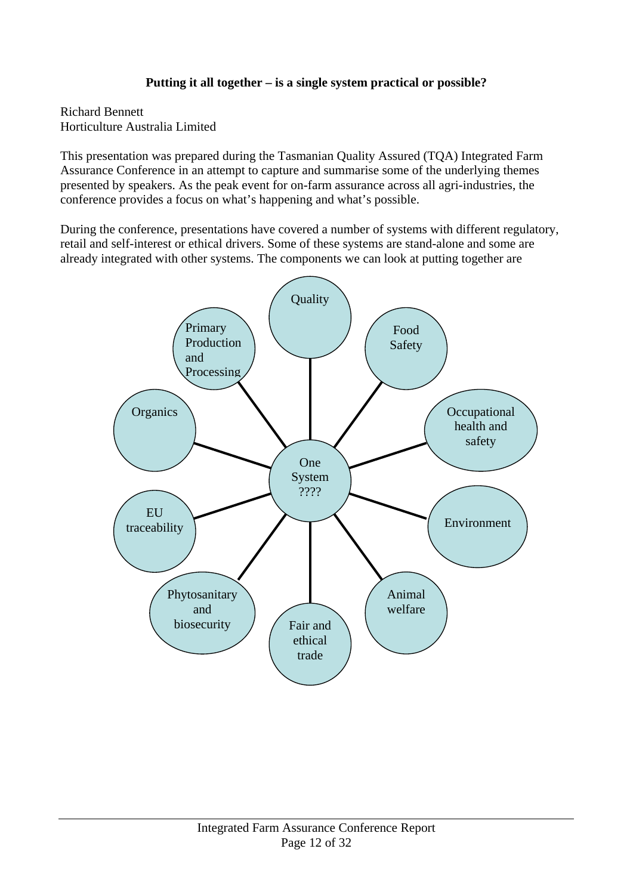**Putting it all together – is a single system practical or possible?**

Richard Bennett
Horticulture Australia Limited

This presentation was prepared during the Tasmanian Quality Assured (TQA) Integrated Farm Assurance Conference in an attempt to capture and summarise some of the underlying themes presented by speakers. As the peak event for on-farm assurance across all agri-industries, the conference provides a focus on what's happening and what's possible.

During the conference, presentations have covered a number of systems with different regulatory, retail and self-interest or ethical drivers. Some of these systems are stand-alone and some are already integrated with other systems. The components we can look at putting together are

- One System ????
  - Quality
  - Food Safety
  - Occupational health and safety
  - Environment
  - Animal welfare
  - Fair and ethical trade
  - Phytosanitary and biosecurity
  - EU traceability
  - Organics
  - Primary Production and Processing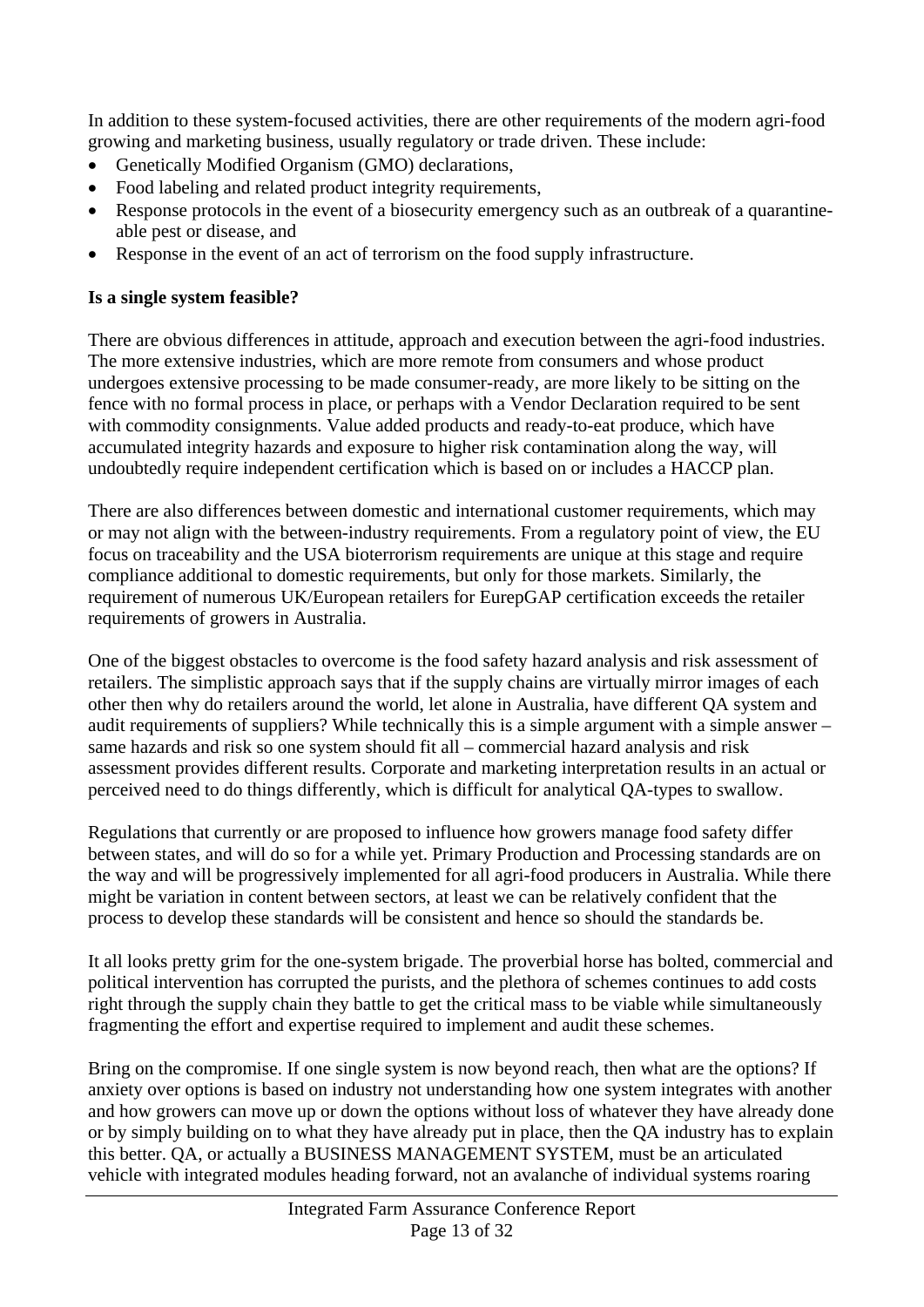In addition to these system-focused activities, there are other requirements of the modern agri-food growing and marketing business, usually regulatory or trade driven. These include:

- Genetically Modified Organism (GMO) declarations,
- Food labeling and related product integrity requirements,
- Response protocols in the event of a biosecurity emergency such as an outbreak of a quarantine-able pest or disease, and
- Response in the event of an act of terrorism on the food supply infrastructure.

**Is a single system feasible?**

There are obvious differences in attitude, approach and execution between the agri-food industries. The more extensive industries, which are more remote from consumers and whose product undergoes extensive processing to be made consumer-ready, are more likely to be sitting on the fence with no formal process in place, or perhaps with a Vendor Declaration required to be sent with commodity consignments. Value added products and ready-to-eat produce, which have accumulated integrity hazards and exposure to higher risk contamination along the way, will undoubtedly require independent certification which is based on or includes a HACCP plan.

There are also differences between domestic and international customer requirements, which may or may not align with the between-industry requirements. From a regulatory point of view, the EU focus on traceability and the USA bioterrorism requirements are unique at this stage and require compliance additional to domestic requirements, but only for those markets. Similarly, the requirement of numerous UK/European retailers for EurepGAP certification exceeds the retailer requirements of growers in Australia.

One of the biggest obstacles to overcome is the food safety hazard analysis and risk assessment of retailers. The simplistic approach says that if the supply chains are virtually mirror images of each other then why do retailers around the world, let alone in Australia, have different QA system and audit requirements of suppliers? While technically this is a simple argument with a simple answer – same hazards and risk so one system should fit all – commercial hazard analysis and risk assessment provides different results. Corporate and marketing interpretation results in an actual or perceived need to do things differently, which is difficult for analytical QA-types to swallow.

Regulations that currently or are proposed to influence how growers manage food safety differ between states, and will do so for a while yet. Primary Production and Processing standards are on the way and will be progressively implemented for all agri-food producers in Australia. While there might be variation in content between sectors, at least we can be relatively confident that the process to develop these standards will be consistent and hence so should the standards be.

It all looks pretty grim for the one-system brigade. The proverbial horse has bolted, commercial and political intervention has corrupted the purists, and the plethora of schemes continues to add costs right through the supply chain they battle to get the critical mass to be viable while simultaneously fragmenting the effort and expertise required to implement and audit these schemes.

Bring on the compromise. If one single system is now beyond reach, then what are the options? If anxiety over options is based on industry not understanding how one system integrates with another and how growers can move up or down the options without loss of whatever they have already done or by simply building on to what they have already put in place, then the QA industry has to explain this better. QA, or actually a BUSINESS MANAGEMENT SYSTEM, must be an articulated vehicle with integrated modules heading forward, not an avalanche of individual systems roaring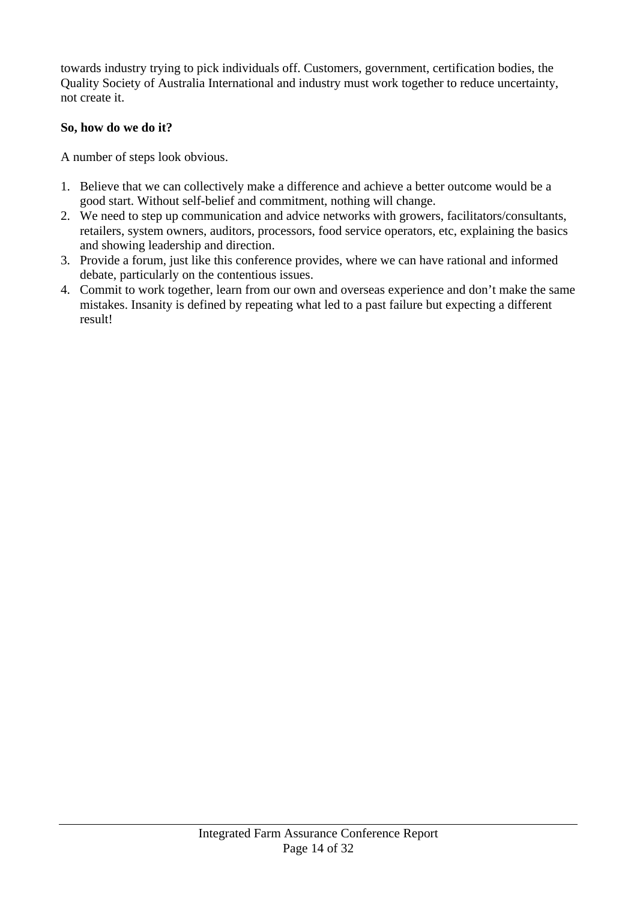towards industry trying to pick individuals off. Customers, government, certification bodies, the Quality Society of Australia International and industry must work together to reduce uncertainty, not create it.

**So, how do we do it?**

A number of steps look obvious.

1. Believe that we can collectively make a difference and achieve a better outcome would be a good start. Without self-belief and commitment, nothing will change.
2. We need to step up communication and advice networks with growers, facilitators/consultants, retailers, system owners, auditors, processors, food service operators, etc, explaining the basics and showing leadership and direction.
3. Provide a forum, just like this conference provides, where we can have rational and informed debate, particularly on the contentious issues.
4. Commit to work together, learn from our own and overseas experience and don't make the same mistakes. Insanity is defined by repeating what led to a past failure but expecting a different result!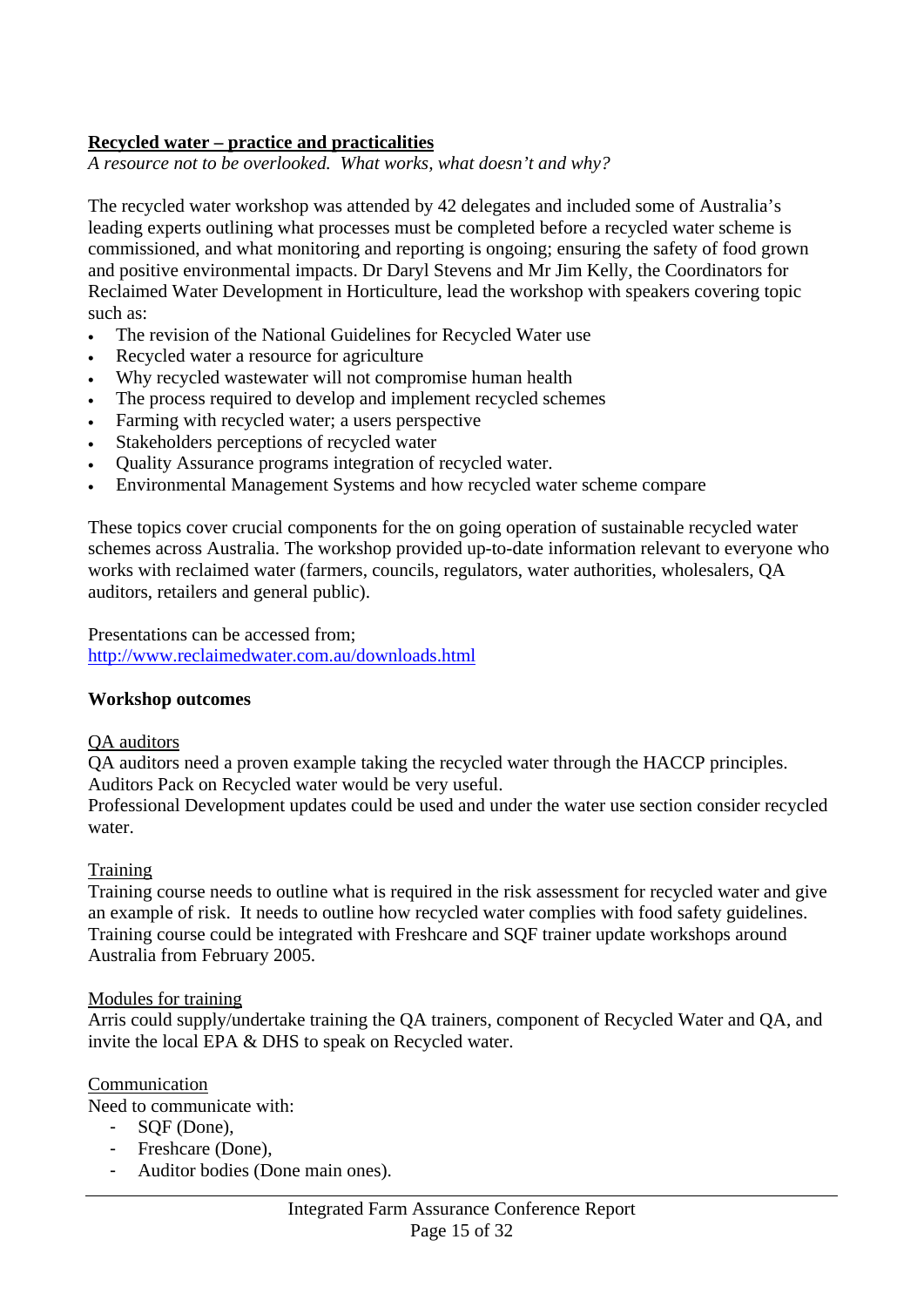**Recycled water – practice and practicalities**

*A resource not to be overlooked. What works, what doesn't and why?*

The recycled water workshop was attended by 42 delegates and included some of Australia's leading experts outlining what processes must be completed before a recycled water scheme is commissioned, and what monitoring and reporting is ongoing; ensuring the safety of food grown and positive environmental impacts. Dr Daryl Stevens and Mr Jim Kelly, the Coordinators for Reclaimed Water Development in Horticulture, lead the workshop with speakers covering topic such as:

- The revision of the National Guidelines for Recycled Water use
- Recycled water a resource for agriculture
- Why recycled wastewater will not compromise human health
- The process required to develop and implement recycled schemes
- Farming with recycled water; a users perspective
- Stakeholders perceptions of recycled water
- Quality Assurance programs integration of recycled water.
- Environmental Management Systems and how recycled water scheme compare

These topics cover crucial components for the on going operation of sustainable recycled water schemes across Australia. The workshop provided up-to-date information relevant to everyone who works with reclaimed water (farmers, councils, regulators, water authorities, wholesalers, QA auditors, retailers and general public).

Presentations can be accessed from;
http://www.reclaimedwater.com.au/downloads.html

**Workshop outcomes**

QA auditors

QA auditors need a proven example taking the recycled water through the HACCP principles. Auditors Pack on Recycled water would be very useful.
Professional Development updates could be used and under the water use section consider recycled water.

Training

Training course needs to outline what is required in the risk assessment for recycled water and give an example of risk. It needs to outline how recycled water complies with food safety guidelines. Training course could be integrated with Freshcare and SQF trainer update workshops around Australia from February 2005.

Modules for training

Arris could supply/undertake training the QA trainers, component of Recycled Water and QA, and invite the local EPA & DHS to speak on Recycled water.

Communication

Need to communicate with:

- SQF (Done),
- Freshcare (Done),
- Auditor bodies (Done main ones).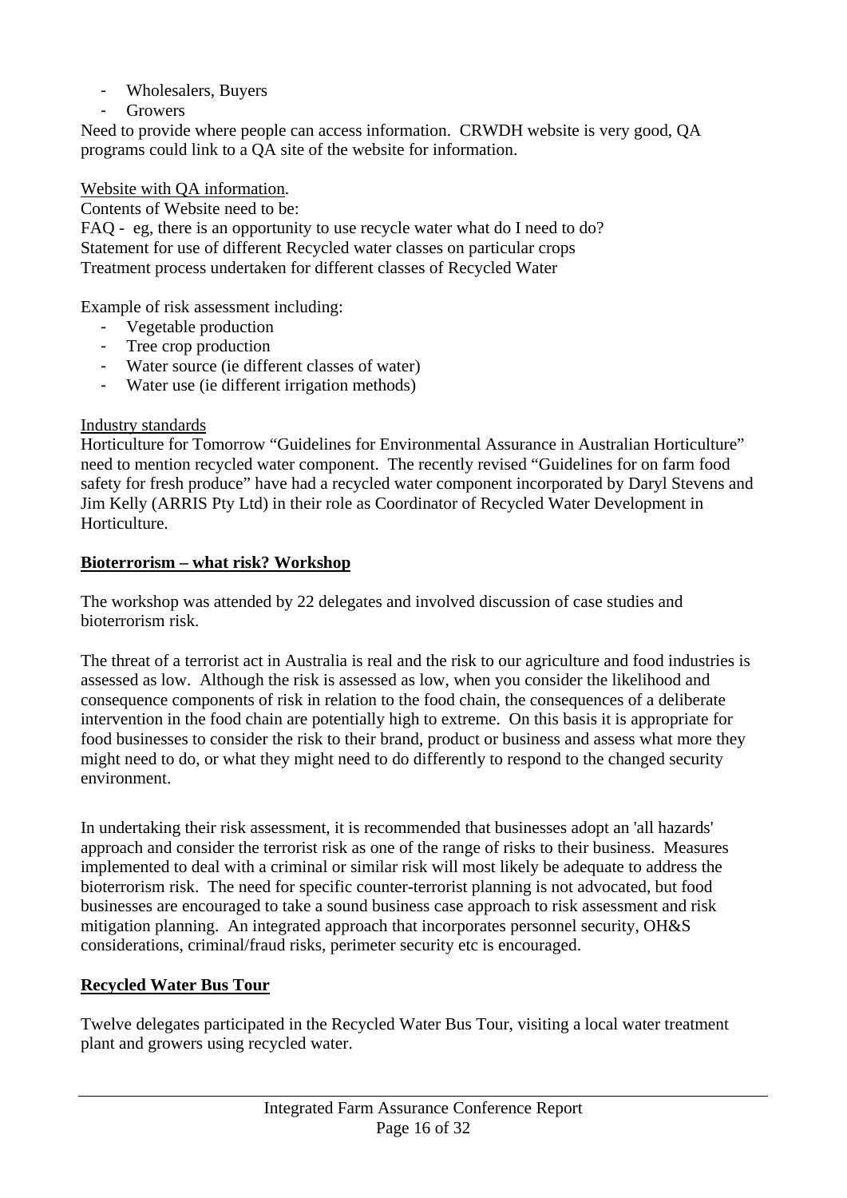- Wholesalers, Buyers
- Growers

Need to provide where people can access information. CRWDH website is very good, QA programs could link to a QA site of the website for information.

Website with QA information.

Contents of Website need to be:

FAQ - eg, there is an opportunity to use recycle water what do I need to do?
Statement for use of different Recycled water classes on particular crops
Treatment process undertaken for different classes of Recycled Water

Example of risk assessment including:

- Vegetable production
- Tree crop production
- Water source (ie different classes of water)
- Water use (ie different irrigation methods)

Industry standards

Horticulture for Tomorrow "Guidelines for Environmental Assurance in Australian Horticulture" need to mention recycled water component. The recently revised "Guidelines for on farm food safety for fresh produce" have had a recycled water component incorporated by Daryl Stevens and Jim Kelly (ARRIS Pty Ltd) in their role as Coordinator of Recycled Water Development in Horticulture.

## Bioterrorism – what risk? Workshop

The workshop was attended by 22 delegates and involved discussion of case studies and bioterrorism risk.

The threat of a terrorist act in Australia is real and the risk to our agriculture and food industries is assessed as low. Although the risk is assessed as low, when you consider the likelihood and consequence components of risk in relation to the food chain, the consequences of a deliberate intervention in the food chain are potentially high to extreme. On this basis it is appropriate for food businesses to consider the risk to their brand, product or business and assess what more they might need to do, or what they might need to do differently to respond to the changed security environment.

In undertaking their risk assessment, it is recommended that businesses adopt an 'all hazards' approach and consider the terrorist risk as one of the range of risks to their business. Measures implemented to deal with a criminal or similar risk will most likely be adequate to address the bioterrorism risk. The need for specific counter-terrorist planning is not advocated, but food businesses are encouraged to take a sound business case approach to risk assessment and risk mitigation planning. An integrated approach that incorporates personnel security, OH&S considerations, criminal/fraud risks, perimeter security etc is encouraged.

## Recycled Water Bus Tour

Twelve delegates participated in the Recycled Water Bus Tour, visiting a local water treatment plant and growers using recycled water.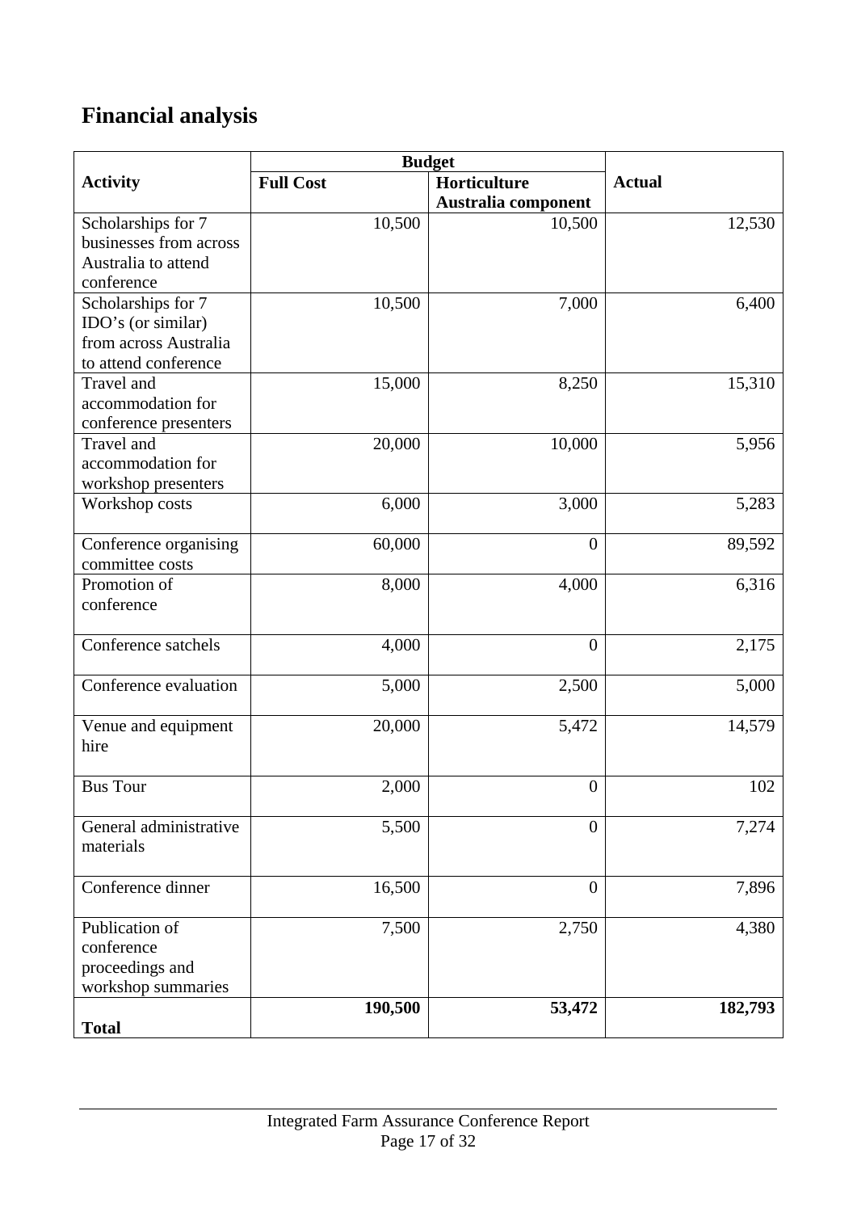## Financial analysis

| Activity | Budget | | Actual |
|---|---|---|---|
| | Full Cost | Horticulture Australia component | |
| Scholarships for 7 businesses from across Australia to attend conference | 10,500 | 10,500 | 12,530 |
| Scholarships for 7 IDO's (or similar) from across Australia to attend conference | 10,500 | 7,000 | 6,400 |
| Travel and accommodation for conference presenters | 15,000 | 8,250 | 15,310 |
| Travel and accommodation for workshop presenters | 20,000 | 10,000 | 5,956 |
| Workshop costs | 6,000 | 3,000 | 5,283 |
| Conference organising committee costs | 60,000 | 0 | 89,592 |
| Promotion of conference | 8,000 | 4,000 | 6,316 |
| Conference satchels | 4,000 | 0 | 2,175 |
| Conference evaluation | 5,000 | 2,500 | 5,000 |
| Venue and equipment hire | 20,000 | 5,472 | 14,579 |
| Bus Tour | 2,000 | 0 | 102 |
| General administrative materials | 5,500 | 0 | 7,274 |
| Conference dinner | 16,500 | 0 | 7,896 |
| Publication of conference proceedings and workshop summaries | 7,500 | 2,750 | 4,380 |
| **Total** | **190,500** | **53,472** | **182,793** |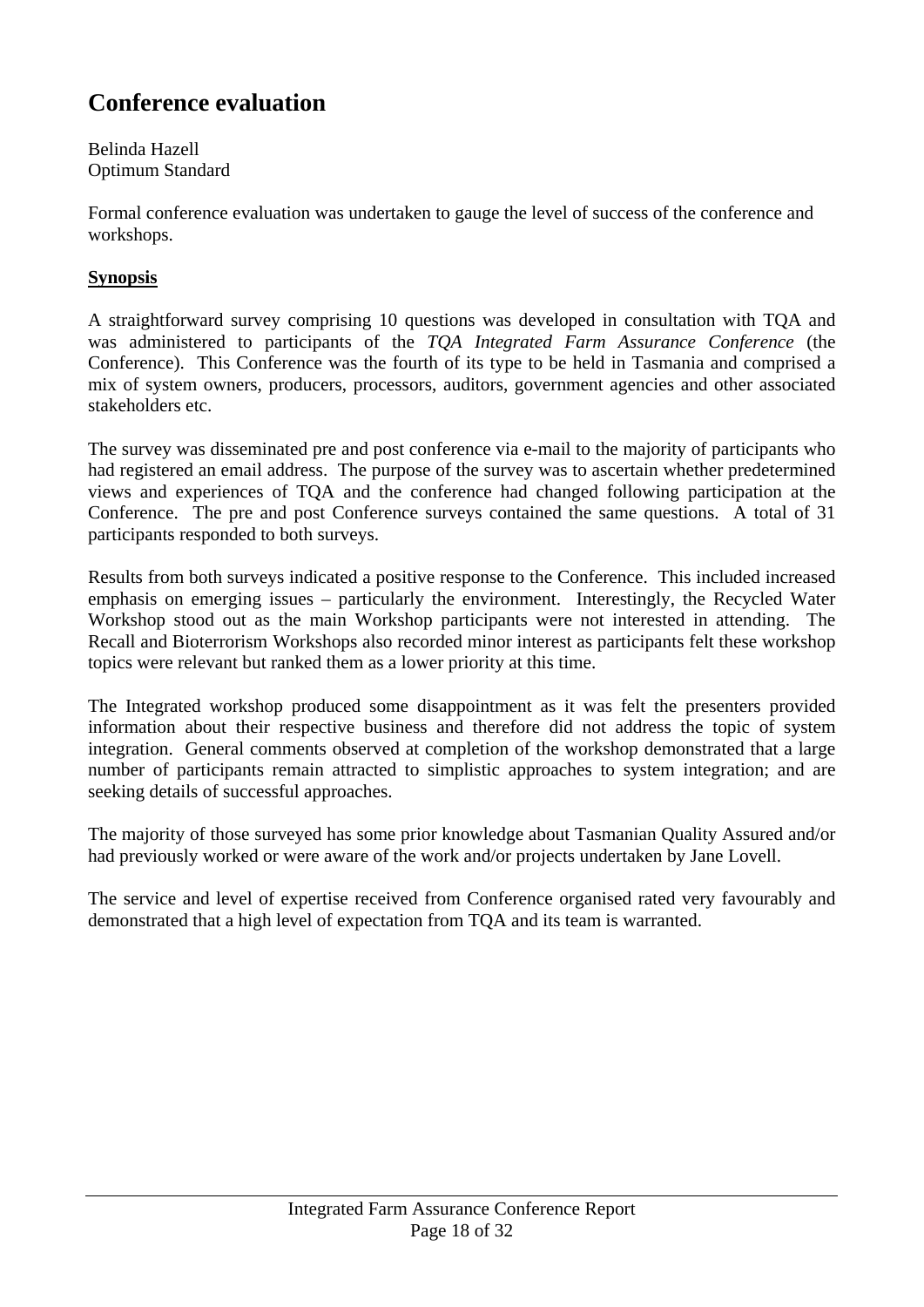# Conference evaluation

Belinda Hazell
Optimum Standard

Formal conference evaluation was undertaken to gauge the level of success of the conference and workshops.

**Synopsis**

A straightforward survey comprising 10 questions was developed in consultation with TQA and was administered to participants of the *TQA Integrated Farm Assurance Conference* (the Conference). This Conference was the fourth of its type to be held in Tasmania and comprised a mix of system owners, producers, processors, auditors, government agencies and other associated stakeholders etc.

The survey was disseminated pre and post conference via e-mail to the majority of participants who had registered an email address. The purpose of the survey was to ascertain whether predetermined views and experiences of TQA and the conference had changed following participation at the Conference. The pre and post Conference surveys contained the same questions. A total of 31 participants responded to both surveys.

Results from both surveys indicated a positive response to the Conference. This included increased emphasis on emerging issues – particularly the environment. Interestingly, the Recycled Water Workshop stood out as the main Workshop participants were not interested in attending. The Recall and Bioterrorism Workshops also recorded minor interest as participants felt these workshop topics were relevant but ranked them as a lower priority at this time.

The Integrated workshop produced some disappointment as it was felt the presenters provided information about their respective business and therefore did not address the topic of system integration. General comments observed at completion of the workshop demonstrated that a large number of participants remain attracted to simplistic approaches to system integration; and are seeking details of successful approaches.

The majority of those surveyed has some prior knowledge about Tasmanian Quality Assured and/or had previously worked or were aware of the work and/or projects undertaken by Jane Lovell.

The service and level of expertise received from Conference organised rated very favourably and demonstrated that a high level of expectation from TQA and its team is warranted.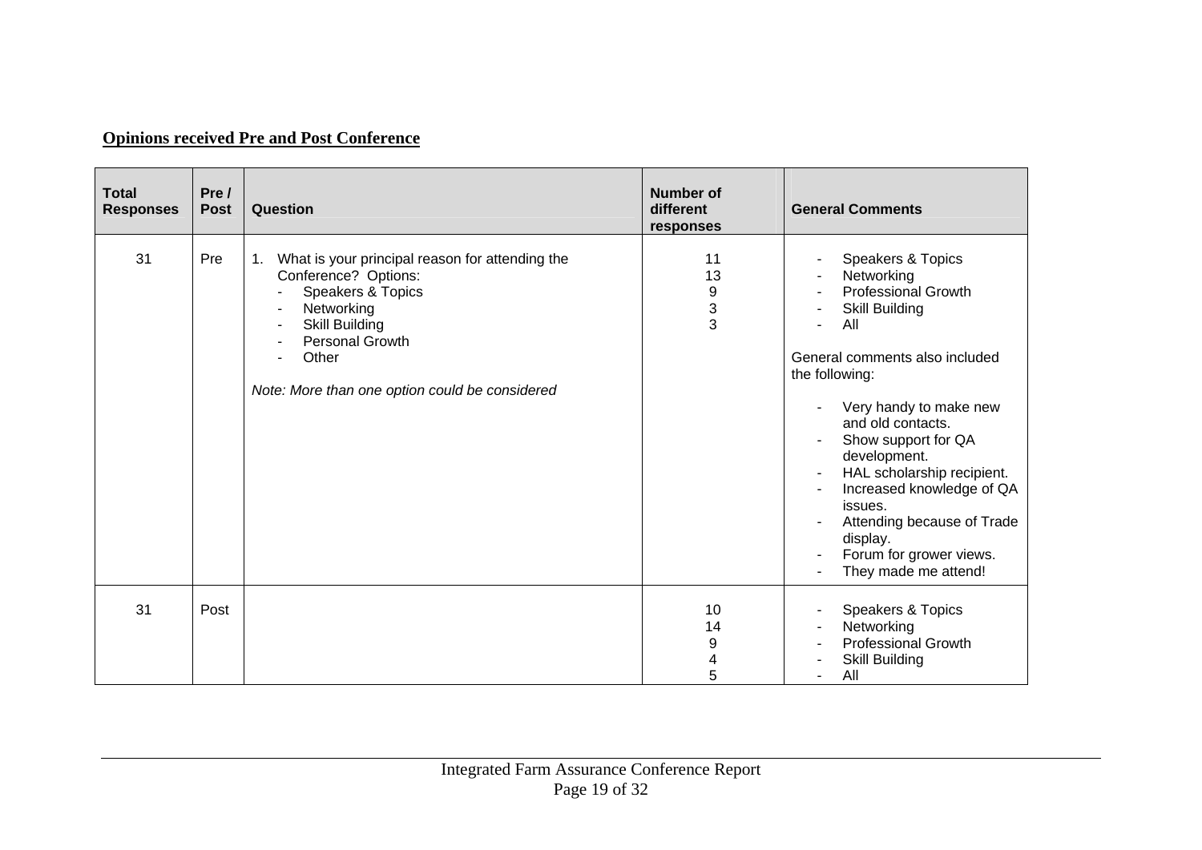**Opinions received Pre and Post Conference**

| Total Responses | Pre / Post | Question | Number of different responses | General Comments |
|---|---|---|---|---|
| 31 | Pre | 1. What is your principal reason for attending the Conference? Options:<br>- Speakers & Topics<br>- Networking<br>- Skill Building<br>- Personal Growth<br>- Other<br><br>*Note: More than one option could be considered* | 11<br>13<br>9<br>3<br>3 | - Speakers & Topics<br>- Networking<br>- Professional Growth<br>- Skill Building<br>- All<br><br>General comments also included the following:<br><br>- Very handy to make new and old contacts.<br>- Show support for QA development.<br>- HAL scholarship recipient.<br>- Increased knowledge of QA issues.<br>- Attending because of Trade display.<br>- Forum for grower views.<br>- They made me attend! |
| 31 | Post | | 10<br>14<br>9<br>4<br>5 | - Speakers & Topics<br>- Networking<br>- Professional Growth<br>- Skill Building<br>- All |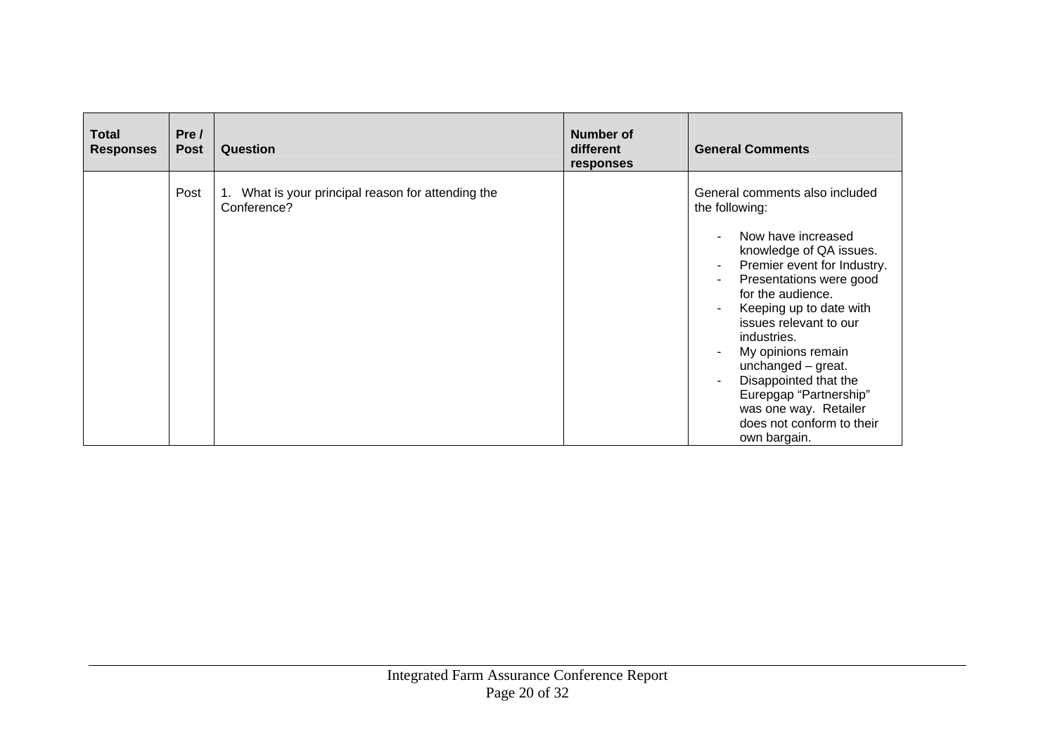| Total Responses | Pre / Post | Question | Number of different responses | General Comments |
|---|---|---|---|---|
| | Post | 1. What is your principal reason for attending the Conference? | | General comments also included the following:<br><br>- Now have increased knowledge of QA issues.<br>- Premier event for Industry.<br>- Presentations were good for the audience.<br>- Keeping up to date with issues relevant to our industries.<br>- My opinions remain unchanged – great.<br>- Disappointed that the Eurepgap "Partnership" was one way. Retailer does not conform to their own bargain. |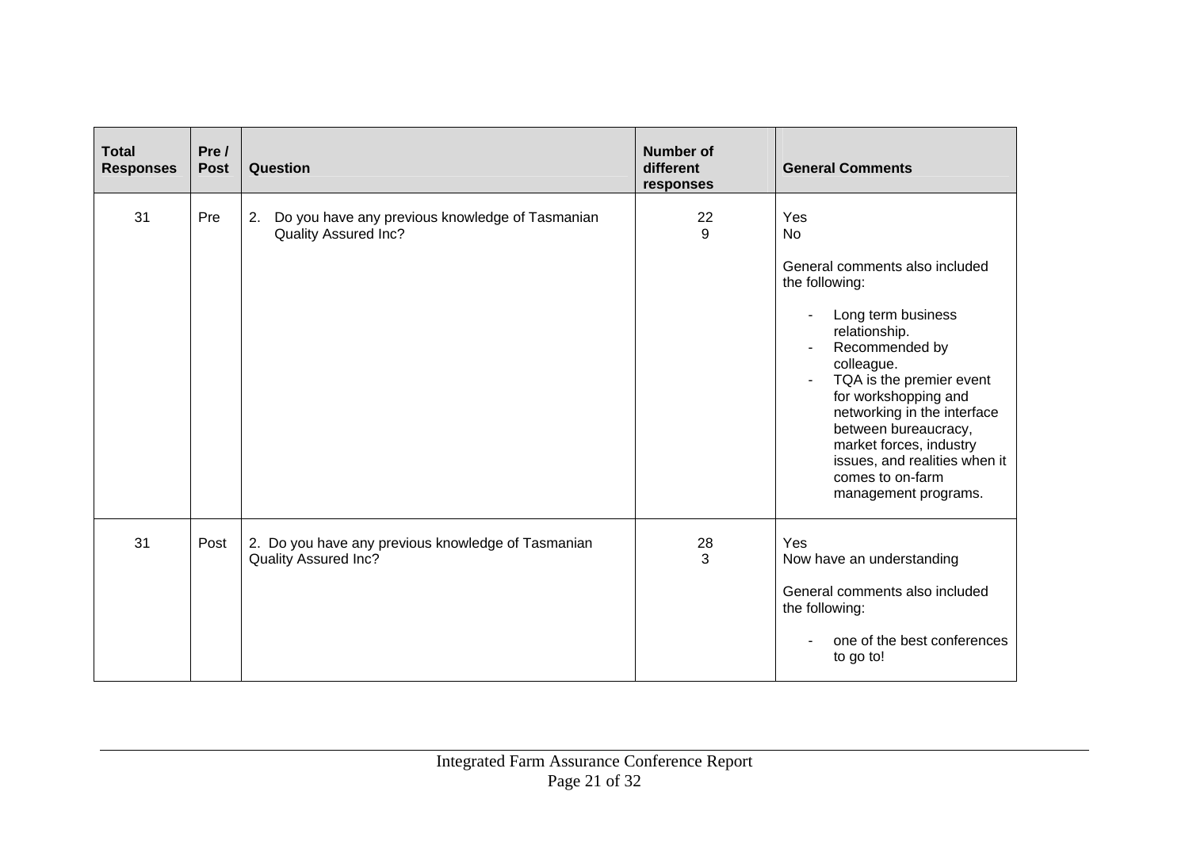| Total Responses | Pre / Post | Question | Number of different responses | General Comments |
|---|---|---|---|---|
| 31 | Pre | 2. Do you have any previous knowledge of Tasmanian Quality Assured Inc? | 22<br>9 | Yes<br>No<br><br>General comments also included the following:<br><br>- Long term business relationship.<br>- Recommended by colleague.<br>- TQA is the premier event for workshopping and networking in the interface between bureaucracy, market forces, industry issues, and realities when it comes to on-farm management programs. |
| 31 | Post | 2. Do you have any previous knowledge of Tasmanian Quality Assured Inc? | 28<br>3 | Yes<br>Now have an understanding<br><br>General comments also included the following:<br><br>- one of the best conferences to go to! |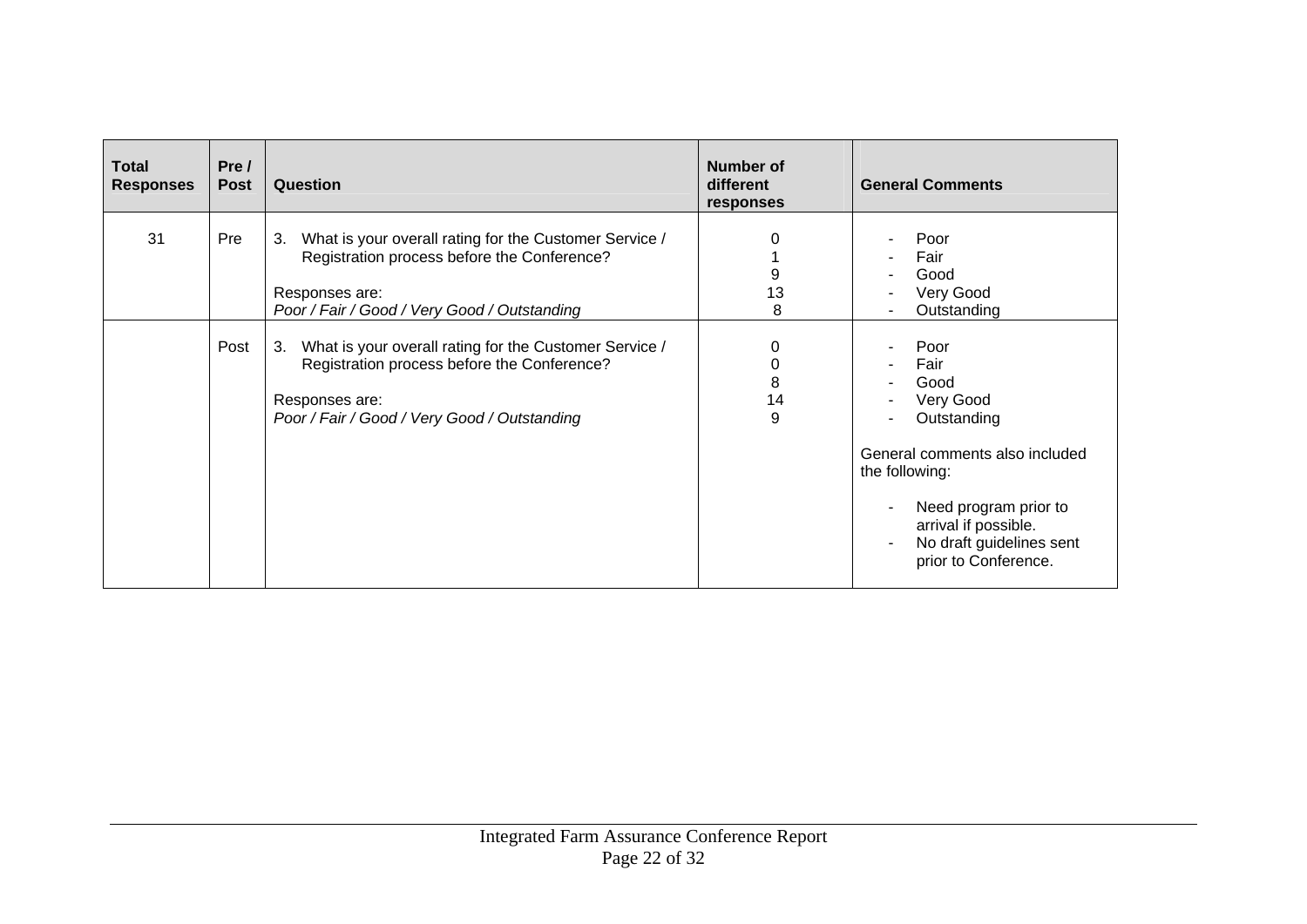| Total Responses | Pre / Post | Question | Number of different responses | General Comments |
|---|---|---|---|---|
| 31 | Pre | 3. What is your overall rating for the Customer Service / Registration process before the Conference?<br><br>Responses are:<br>*Poor / Fair / Good / Very Good / Outstanding* | 0<br>1<br>9<br>13<br>8 | - Poor<br>- Fair<br>- Good<br>- Very Good<br>- Outstanding |
| | Post | 3. What is your overall rating for the Customer Service / Registration process before the Conference?<br><br>Responses are:<br>*Poor / Fair / Good / Very Good / Outstanding* | 0<br>0<br>8<br>14<br>9 | - Poor<br>- Fair<br>- Good<br>- Very Good<br>- Outstanding<br><br>General comments also included the following:<br><br>- Need program prior to arrival if possible.<br>- No draft guidelines sent prior to Conference. |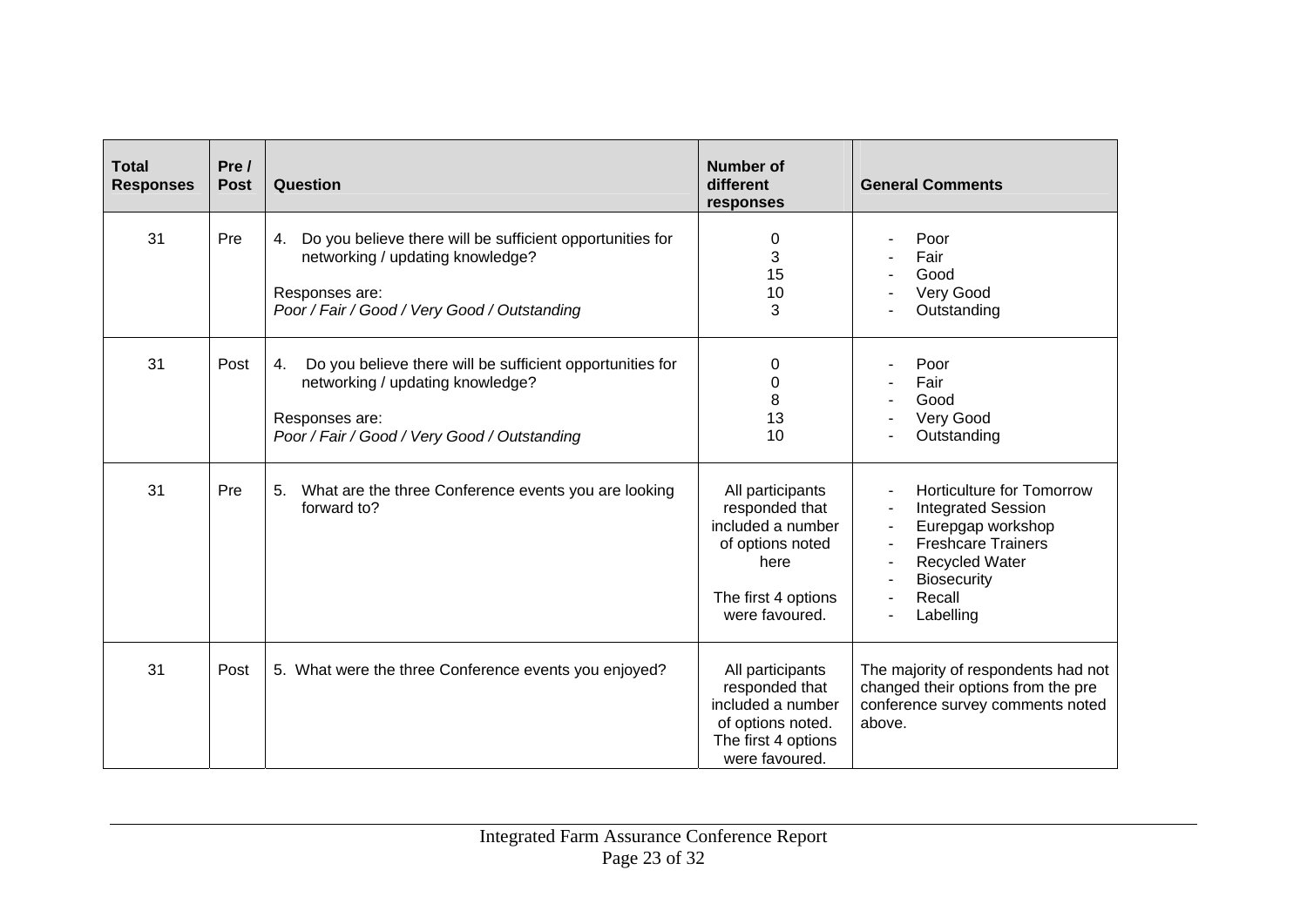| Total Responses | Pre / Post | Question | Number of different responses | General Comments |
|---|---|---|---|---|
| 31 | Pre | 4. Do you believe there will be sufficient opportunities for networking / updating knowledge?<br><br>Responses are:<br>*Poor / Fair / Good / Very Good / Outstanding* | 0<br>3<br>15<br>10<br>3 | - Poor<br>- Fair<br>- Good<br>- Very Good<br>- Outstanding |
| 31 | Post | 4. Do you believe there will be sufficient opportunities for networking / updating knowledge?<br><br>Responses are:<br>*Poor / Fair / Good / Very Good / Outstanding* | 0<br>0<br>8<br>13<br>10 | - Poor<br>- Fair<br>- Good<br>- Very Good<br>- Outstanding |
| 31 | Pre | 5. What are the three Conference events you are looking forward to? | All participants responded that included a number of options noted here<br><br>The first 4 options were favoured. | - Horticulture for Tomorrow<br>- Integrated Session<br>- Eurepgap workshop<br>- Freshcare Trainers<br>- Recycled Water<br>- Biosecurity<br>- Recall<br>- Labelling |
| 31 | Post | 5. What were the three Conference events you enjoyed? | All participants responded that included a number of options noted. The first 4 options were favoured. | The majority of respondents had not changed their options from the pre conference survey comments noted above. |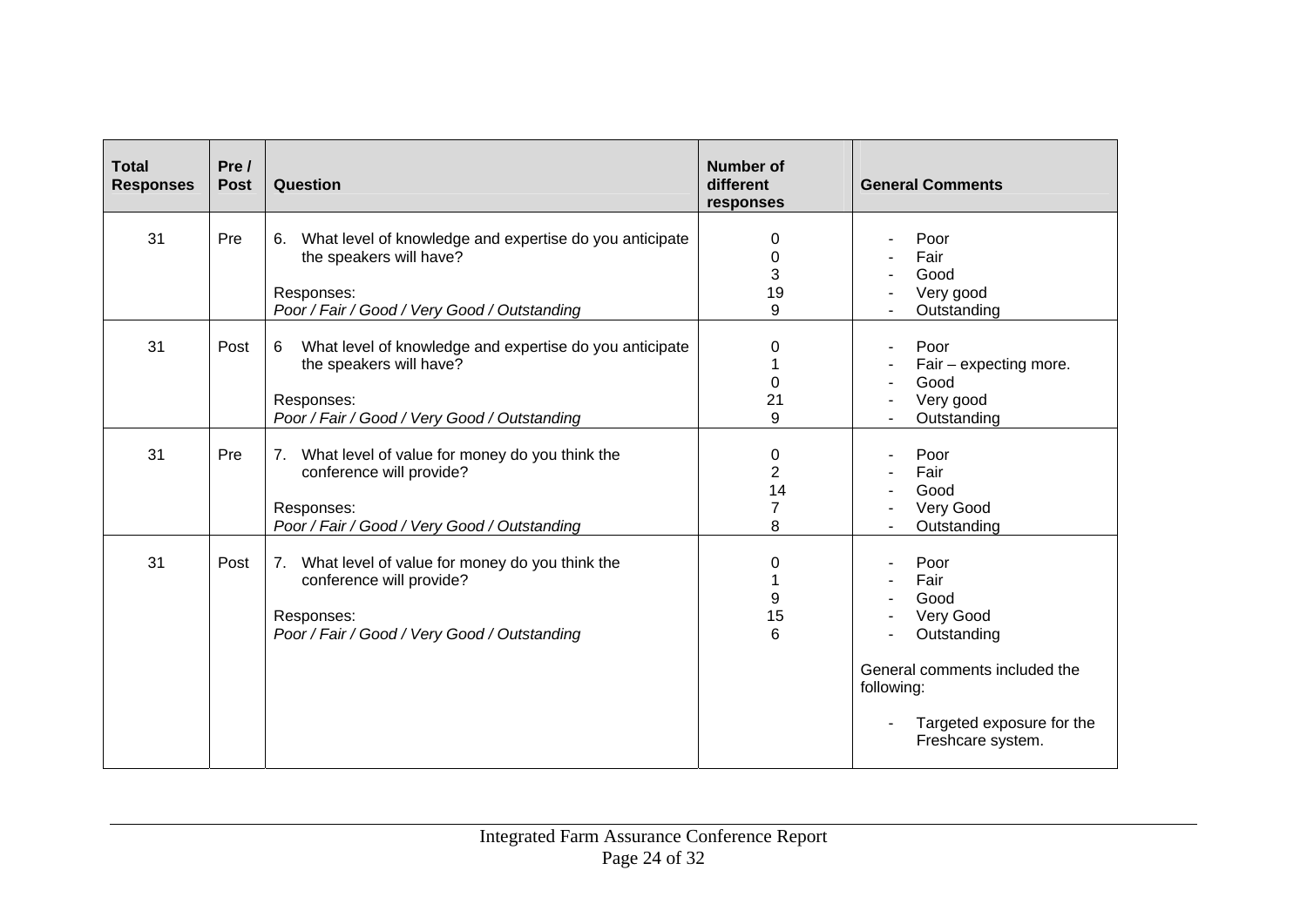| Total Responses | Pre / Post | Question | Number of different responses | General Comments |
|---|---|---|---|---|
| 31 | Pre | 6. What level of knowledge and expertise do you anticipate the speakers will have?<br><br>Responses:<br>*Poor / Fair / Good / Very Good / Outstanding* | 0<br>0<br>3<br>19<br>9 | - Poor<br>- Fair<br>- Good<br>- Very good<br>- Outstanding |
| 31 | Post | 6 What level of knowledge and expertise do you anticipate the speakers will have?<br><br>Responses:<br>*Poor / Fair / Good / Very Good / Outstanding* | 0<br>1<br>0<br>21<br>9 | - Poor<br>- Fair – expecting more.<br>- Good<br>- Very good<br>- Outstanding |
| 31 | Pre | 7. What level of value for money do you think the conference will provide?<br><br>Responses:<br>*Poor / Fair / Good / Very Good / Outstanding* | 0<br>2<br>14<br>7<br>8 | - Poor<br>- Fair<br>- Good<br>- Very Good<br>- Outstanding |
| 31 | Post | 7. What level of value for money do you think the conference will provide?<br><br>Responses:<br>*Poor / Fair / Good / Very Good / Outstanding* | 0<br>1<br>9<br>15<br>6 | - Poor<br>- Fair<br>- Good<br>- Very Good<br>- Outstanding<br><br>General comments included the following:<br><br>- Targeted exposure for the Freshcare system. |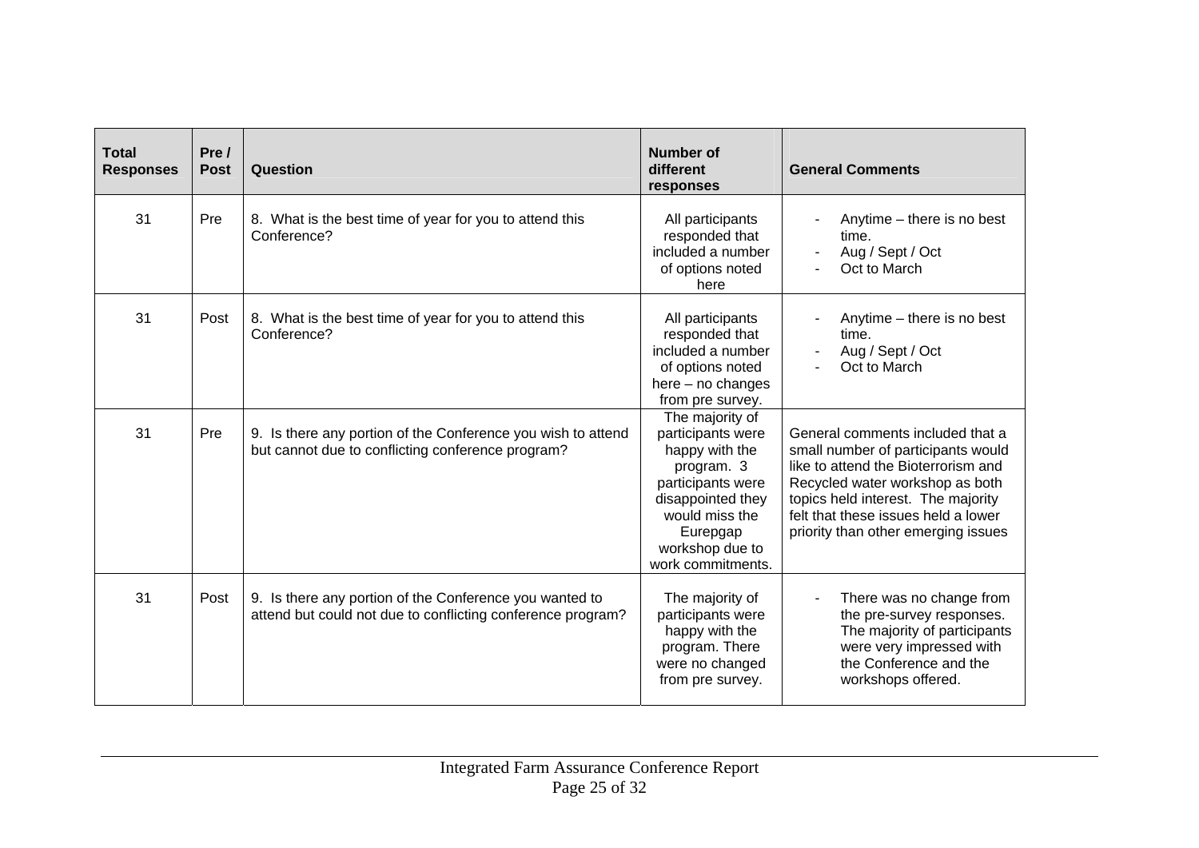| Total Responses | Pre / Post | Question | Number of different responses | General Comments |
|---|---|---|---|---|
| 31 | Pre | 8. What is the best time of year for you to attend this Conference? | All participants responded that included a number of options noted here | - Anytime – there is no best time.<br>- Aug / Sept / Oct<br>- Oct to March |
| 31 | Post | 8. What is the best time of year for you to attend this Conference? | All participants responded that included a number of options noted here – no changes from pre survey. | - Anytime – there is no best time.<br>- Aug / Sept / Oct<br>- Oct to March |
| 31 | Pre | 9. Is there any portion of the Conference you wish to attend but cannot due to conflicting conference program? | The majority of participants were happy with the program. 3 participants were disappointed they would miss the Eurepgap workshop due to work commitments. | General comments included that a small number of participants would like to attend the Bioterrorism and Recycled water workshop as both topics held interest. The majority felt that these issues held a lower priority than other emerging issues |
| 31 | Post | 9. Is there any portion of the Conference you wanted to attend but could not due to conflicting conference program? | The majority of participants were happy with the program. There were no changed from pre survey. | - There was no change from the pre-survey responses. The majority of participants were very impressed with the Conference and the workshops offered. |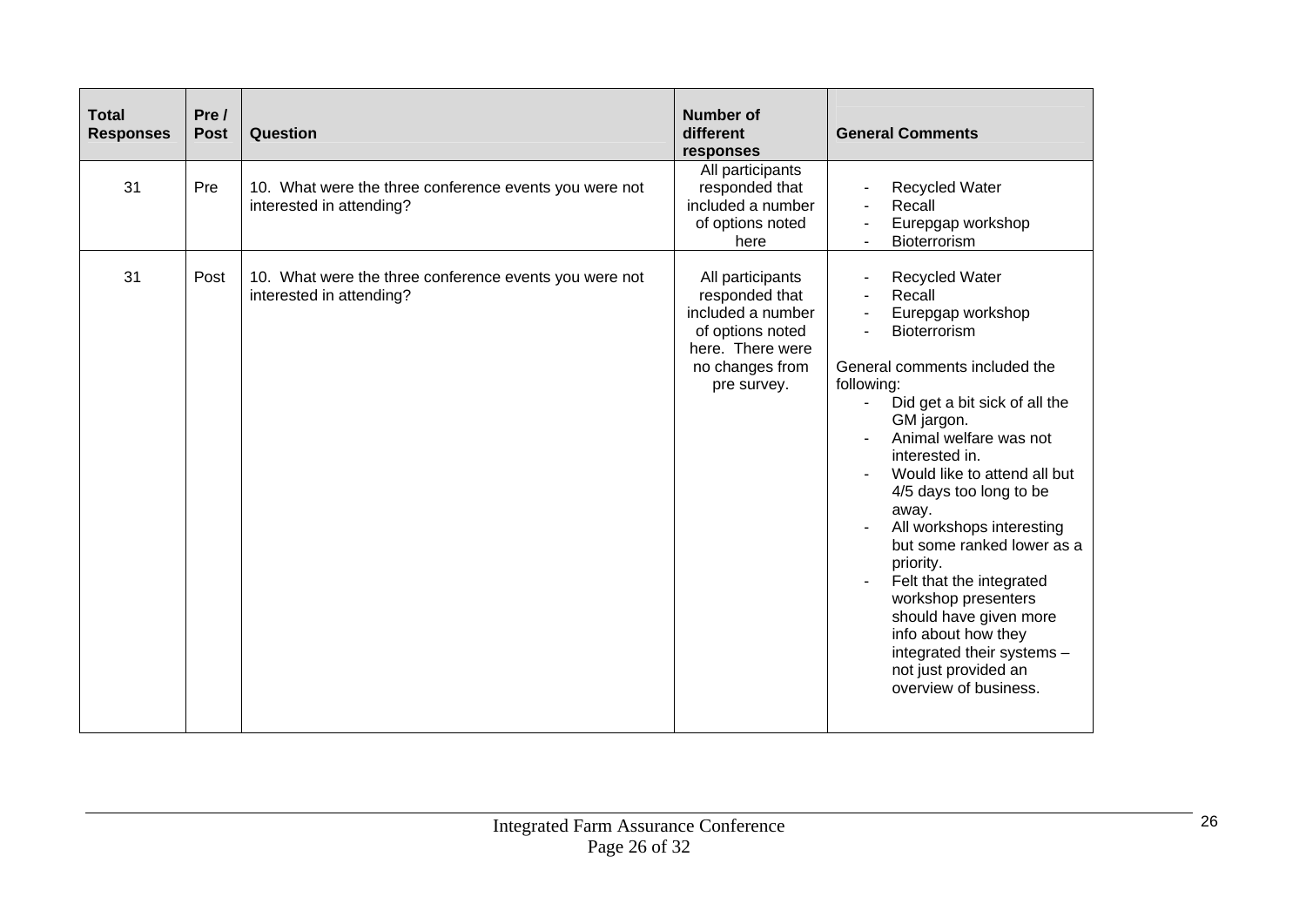| Total Responses | Pre / Post | Question | Number of different responses | General Comments |
|---|---|---|---|---|
| 31 | Pre | 10. What were the three conference events you were not interested in attending? | All participants responded that included a number of options noted here | - Recycled Water<br>- Recall<br>- Eurepgap workshop<br>- Bioterrorism |
| 31 | Post | 10. What were the three conference events you were not interested in attending? | All participants responded that included a number of options noted here. There were no changes from pre survey. | - Recycled Water<br>- Recall<br>- Eurepgap workshop<br>- Bioterrorism<br><br>General comments included the following:<br>- Did get a bit sick of all the GM jargon.<br>- Animal welfare was not interested in.<br>- Would like to attend all but 4/5 days too long to be away.<br>- All workshops interesting but some ranked lower as a priority.<br>- Felt that the integrated workshop presenters should have given more info about how they integrated their systems – not just provided an overview of business. |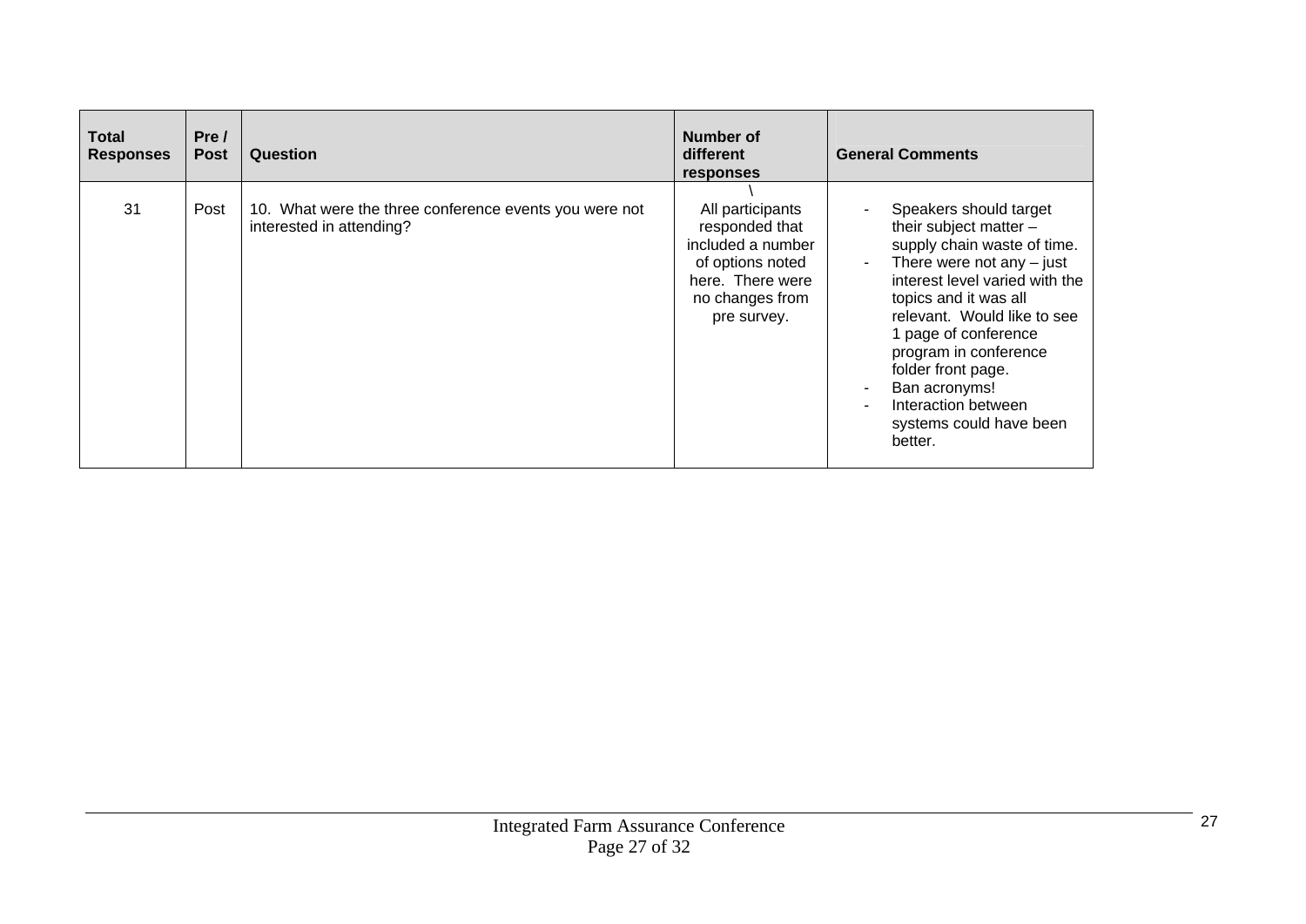| Total Responses | Pre / Post | Question | Number of different responses | General Comments |
| --- | --- | --- | --- | --- |
| 31 | Post | 10. What were the three conference events you were not interested in attending? | \ All participants responded that included a number of options noted here. There were no changes from pre survey. | - Speakers should target their subject matter – supply chain waste of time.<br>- There were not any – just interest level varied with the topics and it was all relevant. Would like to see 1 page of conference program in conference folder front page.<br>- Ban acronyms!<br>- Interaction between systems could have been better. |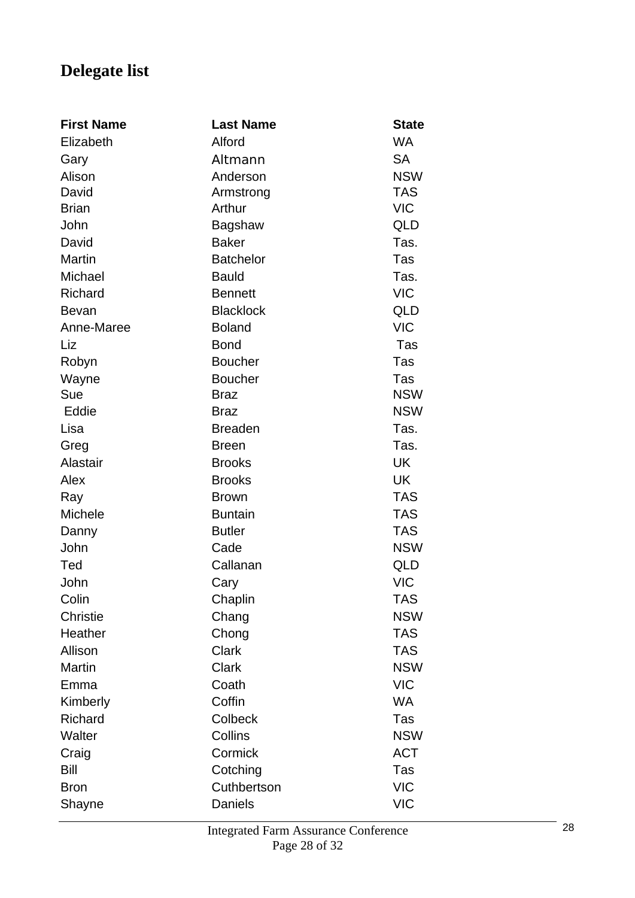# Delegate list

| First Name | Last Name | State |
|---|---|---|
| Elizabeth | Alford | WA |
| Gary | Altmann | SA |
| Alison | Anderson | NSW |
| David | Armstrong | TAS |
| Brian | Arthur | VIC |
| John | Bagshaw | QLD |
| David | Baker | Tas. |
| Martin | Batchelor | Tas |
| Michael | Bauld | Tas. |
| Richard | Bennett | VIC |
| Bevan | Blacklock | QLD |
| Anne-Maree | Boland | VIC |
| Liz | Bond | Tas |
| Robyn | Boucher | Tas |
| Wayne | Boucher | Tas |
| Sue | Braz | NSW |
| Eddie | Braz | NSW |
| Lisa | Breaden | Tas. |
| Greg | Breen | Tas. |
| Alastair | Brooks | UK |
| Alex | Brooks | UK |
| Ray | Brown | TAS |
| Michele | Buntain | TAS |
| Danny | Butler | TAS |
| John | Cade | NSW |
| Ted | Callanan | QLD |
| John | Cary | VIC |
| Colin | Chaplin | TAS |
| Christie | Chang | NSW |
| Heather | Chong | TAS |
| Allison | Clark | TAS |
| Martin | Clark | NSW |
| Emma | Coath | VIC |
| Kimberly | Coffin | WA |
| Richard | Colbeck | Tas |
| Walter | Collins | NSW |
| Craig | Cormick | ACT |
| Bill | Cotching | Tas |
| Bron | Cuthbertson | VIC |
| Shayne | Daniels | VIC |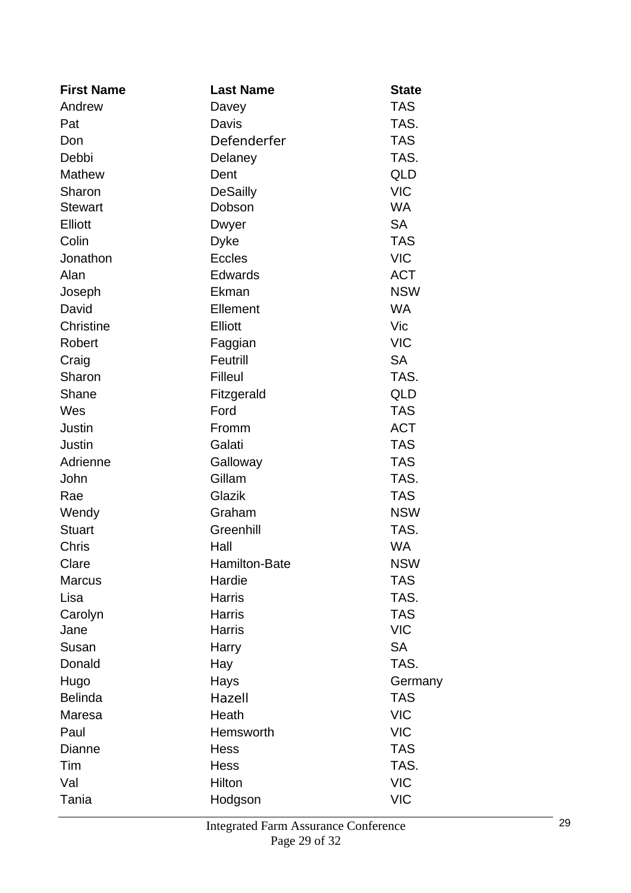| First Name | Last Name | State |
|---|---|---|
| Andrew | Davey | TAS |
| Pat | Davis | TAS. |
| Don | Defenderfer | TAS |
| Debbi | Delaney | TAS. |
| Mathew | Dent | QLD |
| Sharon | DeSailly | VIC |
| Stewart | Dobson | WA |
| Elliott | Dwyer | SA |
| Colin | Dyke | TAS |
| Jonathon | Eccles | VIC |
| Alan | Edwards | ACT |
| Joseph | Ekman | NSW |
| David | Ellement | WA |
| Christine | Elliott | Vic |
| Robert | Faggian | VIC |
| Craig | Feutrill | SA |
| Sharon | Filleul | TAS. |
| Shane | Fitzgerald | QLD |
| Wes | Ford | TAS |
| Justin | Fromm | ACT |
| Justin | Galati | TAS |
| Adrienne | Galloway | TAS |
| John | Gillam | TAS. |
| Rae | Glazik | TAS |
| Wendy | Graham | NSW |
| Stuart | Greenhill | TAS. |
| Chris | Hall | WA |
| Clare | Hamilton-Bate | NSW |
| Marcus | Hardie | TAS |
| Lisa | Harris | TAS. |
| Carolyn | Harris | TAS |
| Jane | Harris | VIC |
| Susan | Harry | SA |
| Donald | Hay | TAS. |
| Hugo | Hays | Germany |
| Belinda | Hazell | TAS |
| Maresa | Heath | VIC |
| Paul | Hemsworth | VIC |
| Dianne | Hess | TAS |
| Tim | Hess | TAS. |
| Val | Hilton | VIC |
| Tania | Hodgson | VIC |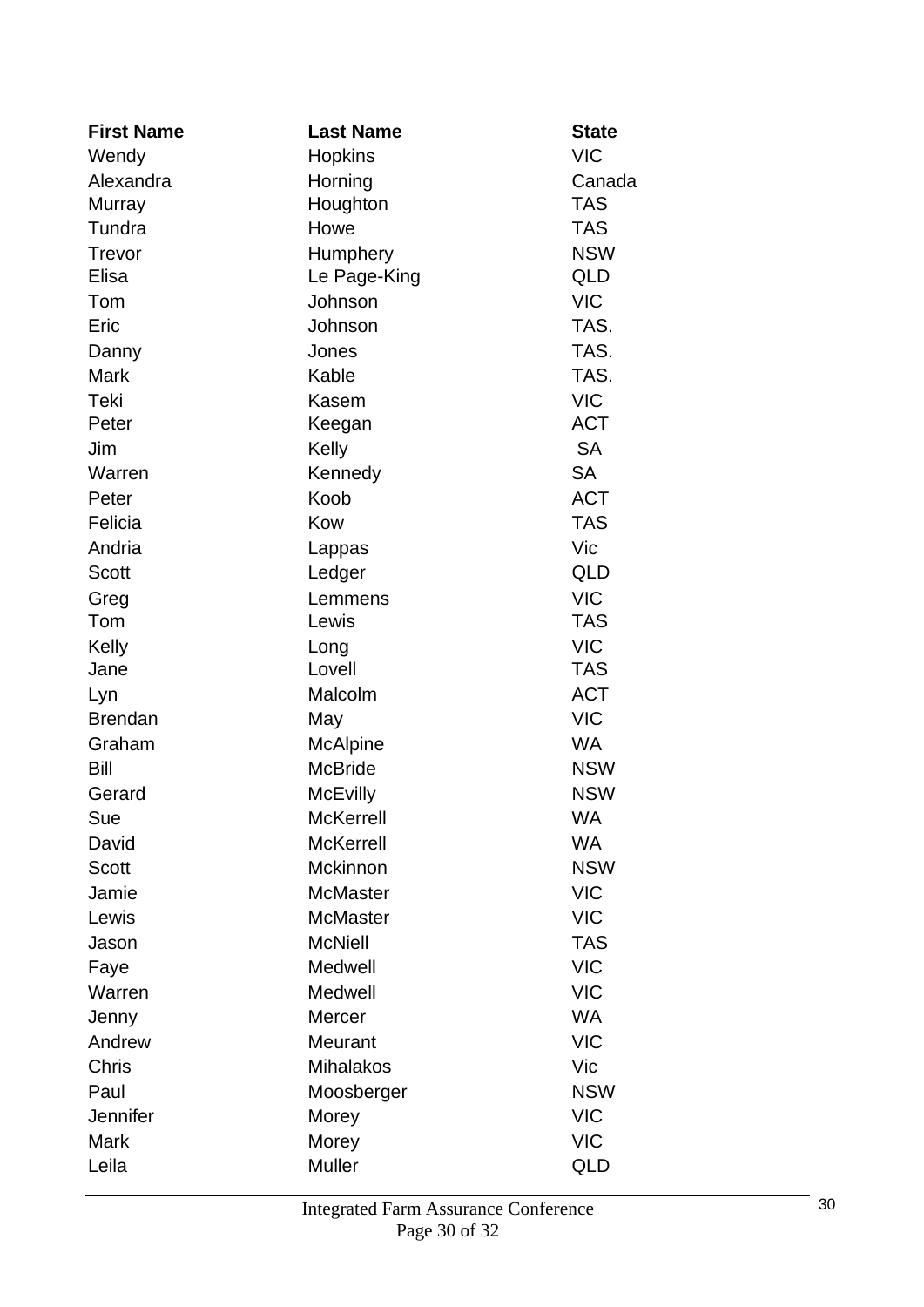| First Name | Last Name | State |
|---|---|---|
| Wendy | Hopkins | VIC |
| Alexandra | Horning | Canada |
| Murray | Houghton | TAS |
| Tundra | Howe | TAS |
| Trevor | Humphery | NSW |
| Elisa | Le Page-King | QLD |
| Tom | Johnson | VIC |
| Eric | Johnson | TAS. |
| Danny | Jones | TAS. |
| Mark | Kable | TAS. |
| Teki | Kasem | VIC |
| Peter | Keegan | ACT |
| Jim | Kelly | SA |
| Warren | Kennedy | SA |
| Peter | Koob | ACT |
| Felicia | Kow | TAS |
| Andria | Lappas | Vic |
| Scott | Ledger | QLD |
| Greg | Lemmens | VIC |
| Tom | Lewis | TAS |
| Kelly | Long | VIC |
| Jane | Lovell | TAS |
| Lyn | Malcolm | ACT |
| Brendan | May | VIC |
| Graham | McAlpine | WA |
| Bill | McBride | NSW |
| Gerard | McEvilly | NSW |
| Sue | McKerrell | WA |
| David | McKerrell | WA |
| Scott | Mckinnon | NSW |
| Jamie | McMaster | VIC |
| Lewis | McMaster | VIC |
| Jason | McNiell | TAS |
| Faye | Medwell | VIC |
| Warren | Medwell | VIC |
| Jenny | Mercer | WA |
| Andrew | Meurant | VIC |
| Chris | Mihalakos | Vic |
| Paul | Moosberger | NSW |
| Jennifer | Morey | VIC |
| Mark | Morey | VIC |
| Leila | Muller | QLD |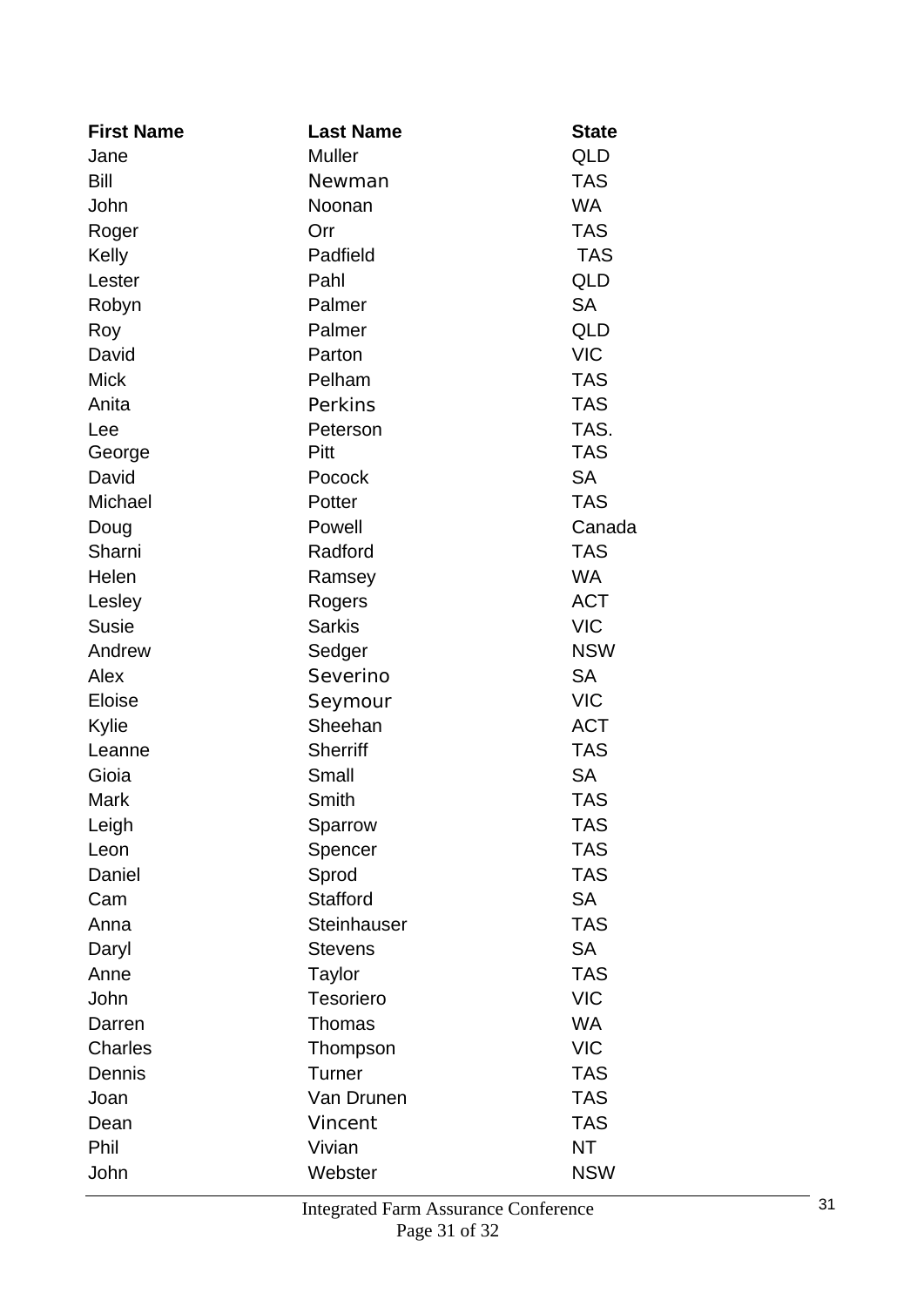| First Name | Last Name | State |
|---|---|---|
| Jane | Muller | QLD |
| Bill | Newman | TAS |
| John | Noonan | WA |
| Roger | Orr | TAS |
| Kelly | Padfield | TAS |
| Lester | Pahl | QLD |
| Robyn | Palmer | SA |
| Roy | Palmer | QLD |
| David | Parton | VIC |
| Mick | Pelham | TAS |
| Anita | Perkins | TAS |
| Lee | Peterson | TAS. |
| George | Pitt | TAS |
| David | Pocock | SA |
| Michael | Potter | TAS |
| Doug | Powell | Canada |
| Sharni | Radford | TAS |
| Helen | Ramsey | WA |
| Lesley | Rogers | ACT |
| Susie | Sarkis | VIC |
| Andrew | Sedger | NSW |
| Alex | Severino | SA |
| Eloise | Seymour | VIC |
| Kylie | Sheehan | ACT |
| Leanne | Sherriff | TAS |
| Gioia | Small | SA |
| Mark | Smith | TAS |
| Leigh | Sparrow | TAS |
| Leon | Spencer | TAS |
| Daniel | Sprod | TAS |
| Cam | Stafford | SA |
| Anna | Steinhauser | TAS |
| Daryl | Stevens | SA |
| Anne | Taylor | TAS |
| John | Tesoriero | VIC |
| Darren | Thomas | WA |
| Charles | Thompson | VIC |
| Dennis | Turner | TAS |
| Joan | Van Drunen | TAS |
| Dean | Vincent | TAS |
| Phil | Vivian | NT |
| John | Webster | NSW |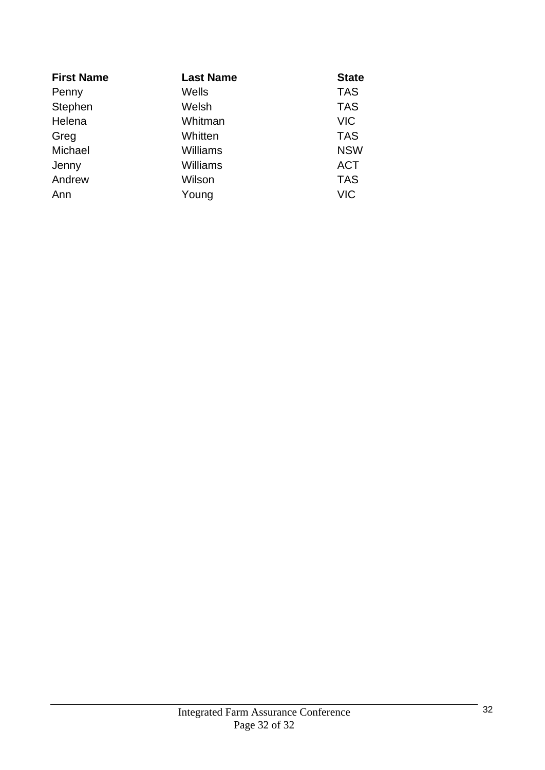| First Name | Last Name | State |
|---|---|---|
| Penny | Wells | TAS |
| Stephen | Welsh | TAS |
| Helena | Whitman | VIC |
| Greg | Whitten | TAS |
| Michael | Williams | NSW |
| Jenny | Williams | ACT |
| Andrew | Wilson | TAS |
| Ann | Young | VIC |